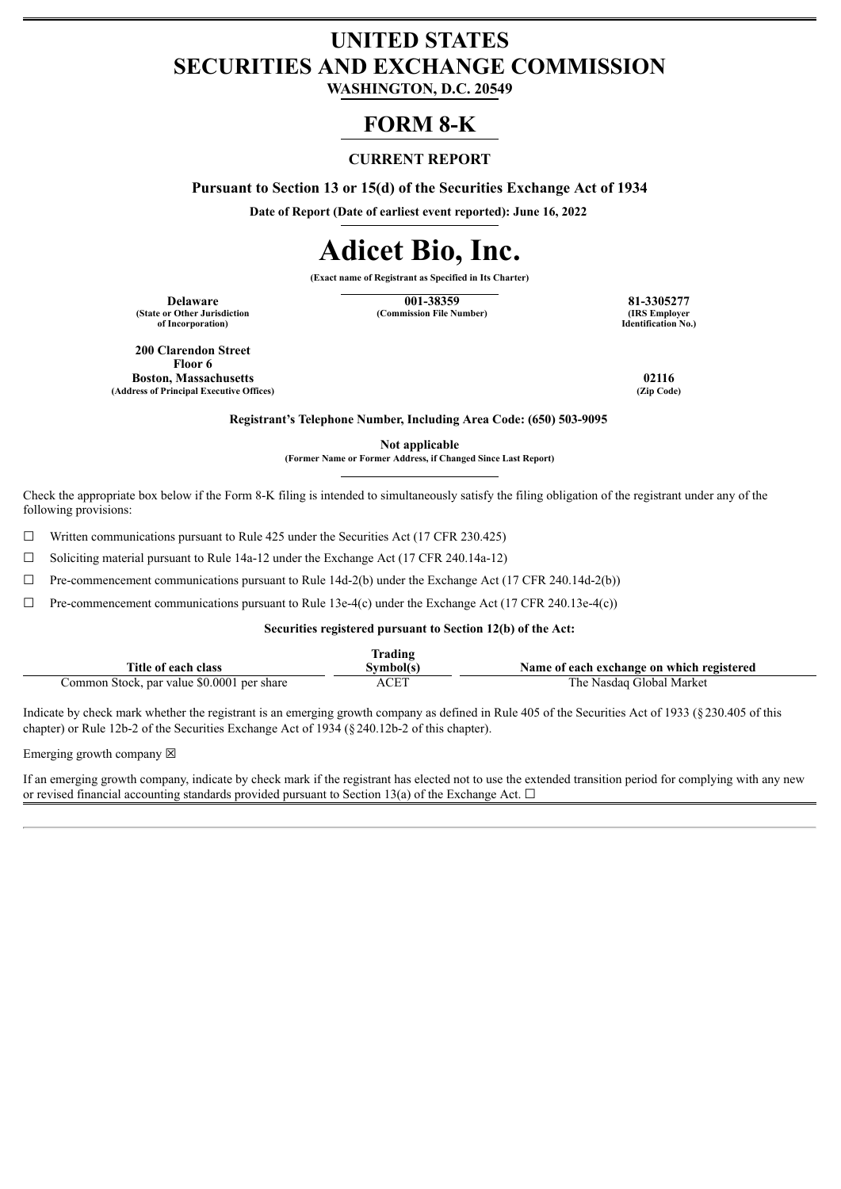# UNITED STATES
# SECURITIES AND EXCHANGE COMMISSION

**WASHINGTON, D.C. 20549**

# FORM 8-K

## CURRENT REPORT

**Pursuant to Section 13 or 15(d) of the Securities Exchange Act of 1934**

**Date of Report (Date of earliest event reported): June 16, 2022**

# Adicet Bio, Inc.

**(Exact name of Registrant as Specified in Its Charter)**

| **Delaware** | **001-38359** | **81-3305277** |
|---|---|---|
| **(State or Other Jurisdiction of Incorporation)** | **(Commission File Number)** | **(IRS Employer Identification No.)** |

| **200 Clarendon Street Floor 6 Boston, Massachusetts** | **02116** |
|---|---|
| **(Address of Principal Executive Offices)** | **(Zip Code)** |

**Registrant's Telephone Number, Including Area Code: (650) 503-9095**

**Not applicable**
**(Former Name or Former Address, if Changed Since Last Report)**

Check the appropriate box below if the Form 8-K filing is intended to simultaneously satisfy the filing obligation of the registrant under any of the following provisions:

☐ Written communications pursuant to Rule 425 under the Securities Act (17 CFR 230.425)

☐ Soliciting material pursuant to Rule 14a-12 under the Exchange Act (17 CFR 240.14a-12)

☐ Pre-commencement communications pursuant to Rule 14d-2(b) under the Exchange Act (17 CFR 240.14d-2(b))

☐ Pre-commencement communications pursuant to Rule 13e-4(c) under the Exchange Act (17 CFR 240.13e-4(c))

**Securities registered pursuant to Section 12(b) of the Act:**

| Title of each class | Trading Symbol(s) | Name of each exchange on which registered |
|---|---|---|
| Common Stock, par value $0.0001 per share | ACET | The Nasdaq Global Market |

Indicate by check mark whether the registrant is an emerging growth company as defined in Rule 405 of the Securities Act of 1933 (§230.405 of this chapter) or Rule 12b-2 of the Securities Exchange Act of 1934 (§240.12b-2 of this chapter).

Emerging growth company ☒

If an emerging growth company, indicate by check mark if the registrant has elected not to use the extended transition period for complying with any new or revised financial accounting standards provided pursuant to Section 13(a) of the Exchange Act. ☐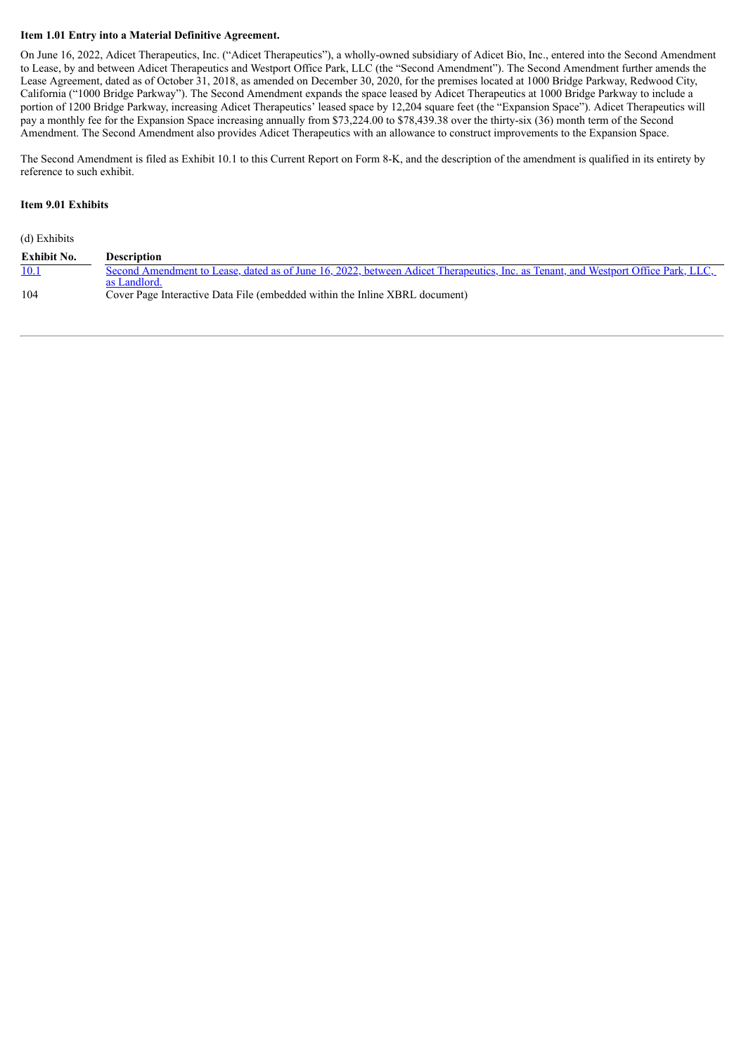**Item 1.01 Entry into a Material Definitive Agreement.**

On June 16, 2022, Adicet Therapeutics, Inc. ("Adicet Therapeutics"), a wholly-owned subsidiary of Adicet Bio, Inc., entered into the Second Amendment to Lease, by and between Adicet Therapeutics and Westport Office Park, LLC (the "Second Amendment"). The Second Amendment further amends the Lease Agreement, dated as of October 31, 2018, as amended on December 30, 2020, for the premises located at 1000 Bridge Parkway, Redwood City, California ("1000 Bridge Parkway"). The Second Amendment expands the space leased by Adicet Therapeutics at 1000 Bridge Parkway to include a portion of 1200 Bridge Parkway, increasing Adicet Therapeutics' leased space by 12,204 square feet (the "Expansion Space"). Adicet Therapeutics will pay a monthly fee for the Expansion Space increasing annually from $73,224.00 to $78,439.38 over the thirty-six (36) month term of the Second Amendment. The Second Amendment also provides Adicet Therapeutics with an allowance to construct improvements to the Expansion Space.

The Second Amendment is filed as Exhibit 10.1 to this Current Report on Form 8-K, and the description of the amendment is qualified in its entirety by reference to such exhibit.

**Item 9.01 Exhibits**

(d) Exhibits

| Exhibit No. | Description |
|---|---|
| 10.1 | Second Amendment to Lease, dated as of June 16, 2022, between Adicet Therapeutics, Inc. as Tenant, and Westport Office Park, LLC, as Landlord. |
| 104 | Cover Page Interactive Data File (embedded within the Inline XBRL document) |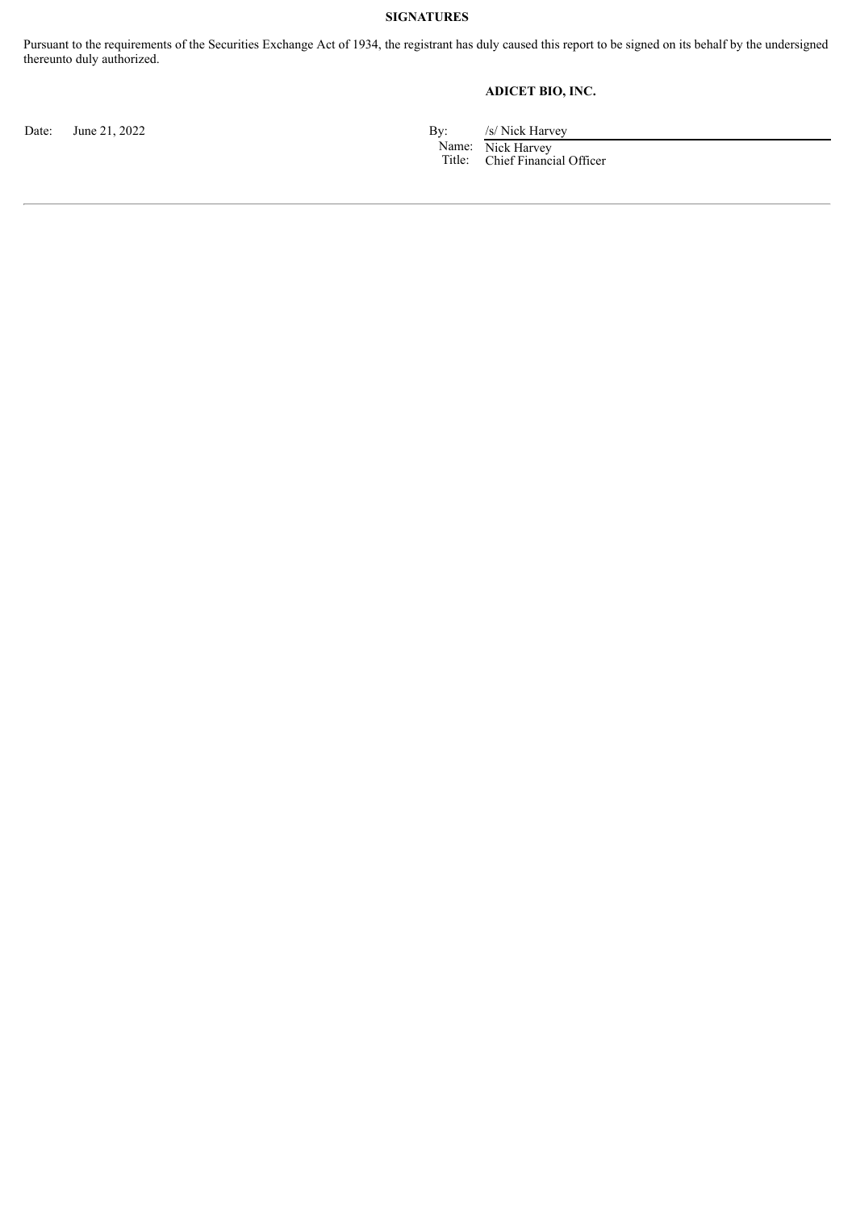**SIGNATURES**

Pursuant to the requirements of the Securities Exchange Act of 1934, the registrant has duly caused this report to be signed on its behalf by the undersigned thereunto duly authorized.

**ADICET BIO, INC.**

Date: June 21, 2022

By: /s/ Nick Harvey
Name: Nick Harvey
Title: Chief Financial Officer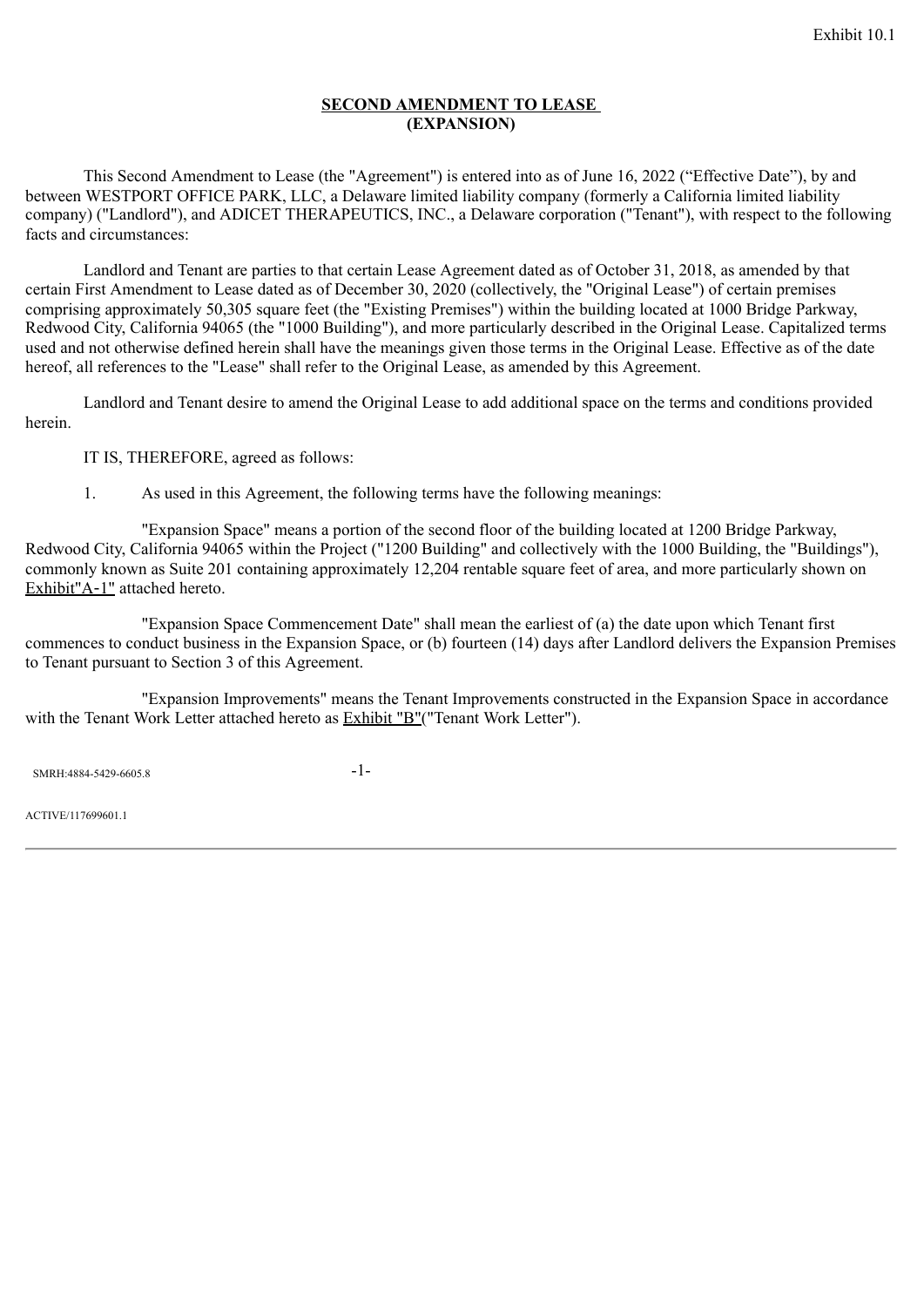Exhibit 10.1

**SECOND AMENDMENT TO LEASE**
**(EXPANSION)**

This Second Amendment to Lease (the "Agreement") is entered into as of June 16, 2022 ("Effective Date"), by and between WESTPORT OFFICE PARK, LLC, a Delaware limited liability company (formerly a California limited liability company) ("Landlord"), and ADICET THERAPEUTICS, INC., a Delaware corporation ("Tenant"), with respect to the following facts and circumstances:

Landlord and Tenant are parties to that certain Lease Agreement dated as of October 31, 2018, as amended by that certain First Amendment to Lease dated as of December 30, 2020 (collectively, the "Original Lease") of certain premises comprising approximately 50,305 square feet (the "Existing Premises") within the building located at 1000 Bridge Parkway, Redwood City, California 94065 (the "1000 Building"), and more particularly described in the Original Lease. Capitalized terms used and not otherwise defined herein shall have the meanings given those terms in the Original Lease. Effective as of the date hereof, all references to the "Lease" shall refer to the Original Lease, as amended by this Agreement.

Landlord and Tenant desire to amend the Original Lease to add additional space on the terms and conditions provided herein.

IT IS, THEREFORE, agreed as follows:

1. As used in this Agreement, the following terms have the following meanings:

"Expansion Space" means a portion of the second floor of the building located at 1200 Bridge Parkway, Redwood City, California 94065 within the Project ("1200 Building" and collectively with the 1000 Building, the "Buildings"), commonly known as Suite 201 containing approximately 12,204 rentable square feet of area, and more particularly shown on Exhibit"A-1" attached hereto.

"Expansion Space Commencement Date" shall mean the earliest of (a) the date upon which Tenant first commences to conduct business in the Expansion Space, or (b) fourteen (14) days after Landlord delivers the Expansion Premises to Tenant pursuant to Section 3 of this Agreement.

"Expansion Improvements" means the Tenant Improvements constructed in the Expansion Space in accordance with the Tenant Work Letter attached hereto as Exhibit "B"("Tenant Work Letter").

SMRH:4884-5429-6605.8

ACTIVE/117699601.1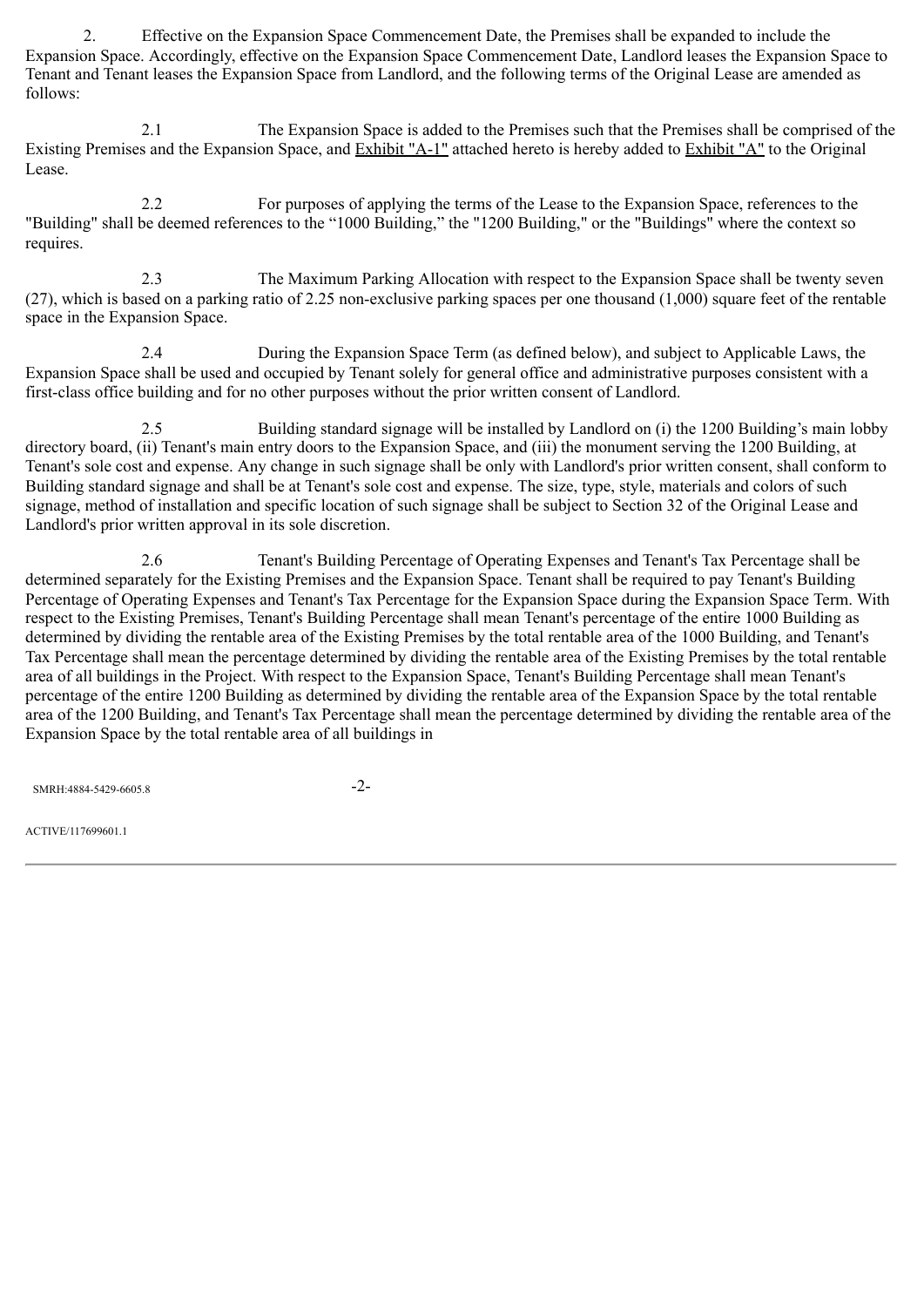2. Effective on the Expansion Space Commencement Date, the Premises shall be expanded to include the Expansion Space. Accordingly, effective on the Expansion Space Commencement Date, Landlord leases the Expansion Space to Tenant and Tenant leases the Expansion Space from Landlord, and the following terms of the Original Lease are amended as follows:

2.1 The Expansion Space is added to the Premises such that the Premises shall be comprised of the Existing Premises and the Expansion Space, and Exhibit "A-1" attached hereto is hereby added to Exhibit "A" to the Original Lease.

2.2 For purposes of applying the terms of the Lease to the Expansion Space, references to the "Building" shall be deemed references to the "1000 Building," the "1200 Building," or the "Buildings" where the context so requires.

2.3 The Maximum Parking Allocation with respect to the Expansion Space shall be twenty seven (27), which is based on a parking ratio of 2.25 non-exclusive parking spaces per one thousand (1,000) square feet of the rentable space in the Expansion Space.

2.4 During the Expansion Space Term (as defined below), and subject to Applicable Laws, the Expansion Space shall be used and occupied by Tenant solely for general office and administrative purposes consistent with a first-class office building and for no other purposes without the prior written consent of Landlord.

2.5 Building standard signage will be installed by Landlord on (i) the 1200 Building's main lobby directory board, (ii) Tenant's main entry doors to the Expansion Space, and (iii) the monument serving the 1200 Building, at Tenant's sole cost and expense. Any change in such signage shall be only with Landlord's prior written consent, shall conform to Building standard signage and shall be at Tenant's sole cost and expense. The size, type, style, materials and colors of such signage, method of installation and specific location of such signage shall be subject to Section 32 of the Original Lease and Landlord's prior written approval in its sole discretion.

2.6 Tenant's Building Percentage of Operating Expenses and Tenant's Tax Percentage shall be determined separately for the Existing Premises and the Expansion Space. Tenant shall be required to pay Tenant's Building Percentage of Operating Expenses and Tenant's Tax Percentage for the Expansion Space during the Expansion Space Term. With respect to the Existing Premises, Tenant's Building Percentage shall mean Tenant's percentage of the entire 1000 Building as determined by dividing the rentable area of the Existing Premises by the total rentable area of the 1000 Building, and Tenant's Tax Percentage shall mean the percentage determined by dividing the rentable area of the Existing Premises by the total rentable area of all buildings in the Project. With respect to the Expansion Space, Tenant's Building Percentage shall mean Tenant's percentage of the entire 1200 Building as determined by dividing the rentable area of the Expansion Space by the total rentable area of the 1200 Building, and Tenant's Tax Percentage shall mean the percentage determined by dividing the rentable area of the Expansion Space by the total rentable area of all buildings in

SMRH:4884-5429-6605.8

ACTIVE/117699601.1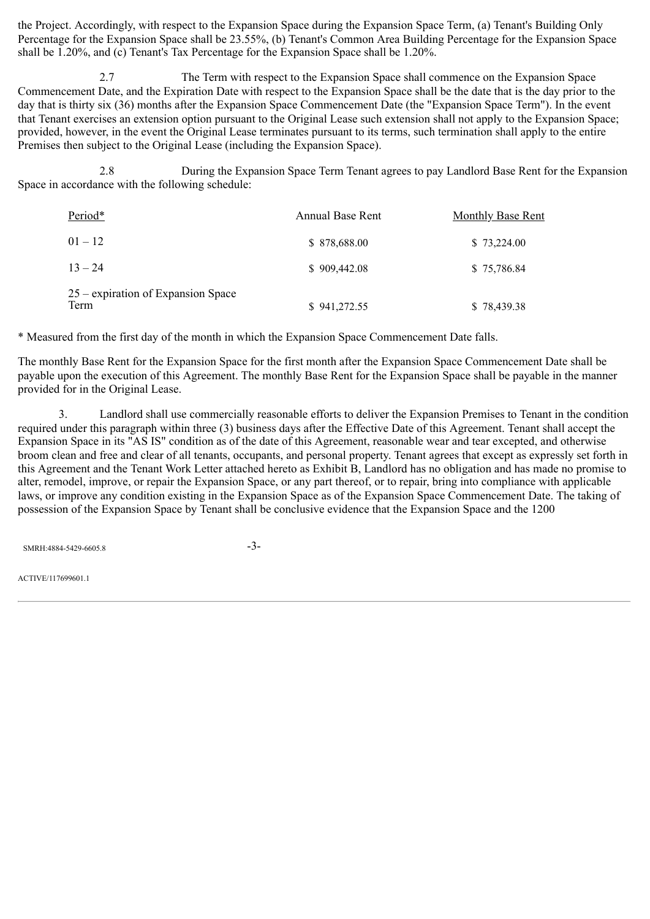the Project. Accordingly, with respect to the Expansion Space during the Expansion Space Term, (a) Tenant's Building Only Percentage for the Expansion Space shall be 23.55%, (b) Tenant's Common Area Building Percentage for the Expansion Space shall be 1.20%, and (c) Tenant's Tax Percentage for the Expansion Space shall be 1.20%.

2.7 The Term with respect to the Expansion Space shall commence on the Expansion Space Commencement Date, and the Expiration Date with respect to the Expansion Space shall be the date that is the day prior to the day that is thirty six (36) months after the Expansion Space Commencement Date (the "Expansion Space Term"). In the event that Tenant exercises an extension option pursuant to the Original Lease such extension shall not apply to the Expansion Space; provided, however, in the event the Original Lease terminates pursuant to its terms, such termination shall apply to the entire Premises then subject to the Original Lease (including the Expansion Space).

2.8 During the Expansion Space Term Tenant agrees to pay Landlord Base Rent for the Expansion Space in accordance with the following schedule:

| Period* | Annual Base Rent | Monthly Base Rent |
|---|---|---|
| 01 – 12 | $ 878,688.00 | $ 73,224.00 |
| 13 – 24 | $ 909,442.08 | $ 75,786.84 |
| 25 – expiration of Expansion Space Term | $ 941,272.55 | $ 78,439.38 |

* Measured from the first day of the month in which the Expansion Space Commencement Date falls.

The monthly Base Rent for the Expansion Space for the first month after the Expansion Space Commencement Date shall be payable upon the execution of this Agreement. The monthly Base Rent for the Expansion Space shall be payable in the manner provided for in the Original Lease.

3. Landlord shall use commercially reasonable efforts to deliver the Expansion Premises to Tenant in the condition required under this paragraph within three (3) business days after the Effective Date of this Agreement. Tenant shall accept the Expansion Space in its "AS IS" condition as of the date of this Agreement, reasonable wear and tear excepted, and otherwise broom clean and free and clear of all tenants, occupants, and personal property. Tenant agrees that except as expressly set forth in this Agreement and the Tenant Work Letter attached hereto as Exhibit B, Landlord has no obligation and has made no promise to alter, remodel, improve, or repair the Expansion Space, or any part thereof, or to repair, bring into compliance with applicable laws, or improve any condition existing in the Expansion Space as of the Expansion Space Commencement Date. The taking of possession of the Expansion Space by Tenant shall be conclusive evidence that the Expansion Space and the 1200

SMRH:4884-5429-6605.8

ACTIVE/117699601.1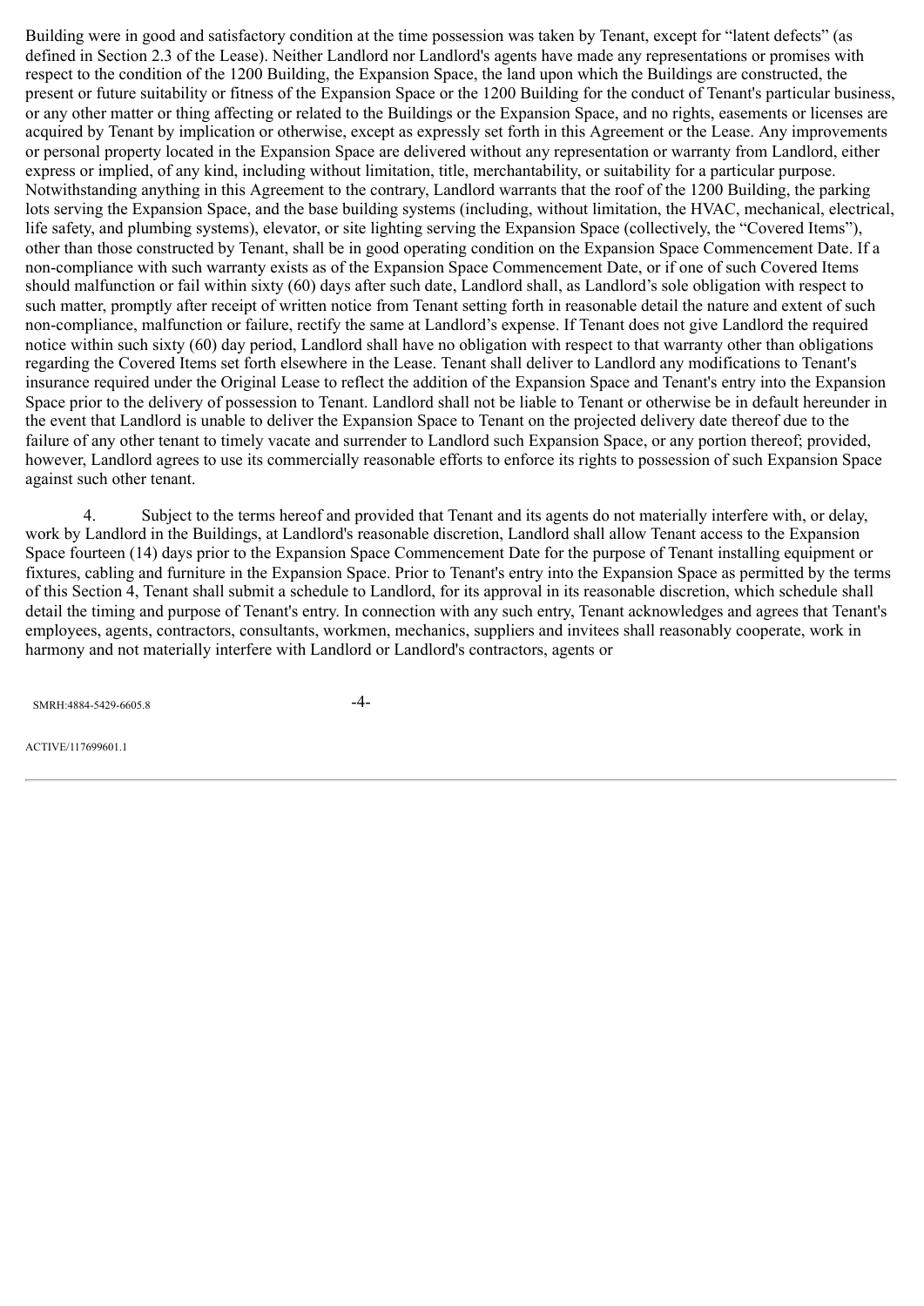Building were in good and satisfactory condition at the time possession was taken by Tenant, except for "latent defects" (as defined in Section 2.3 of the Lease). Neither Landlord nor Landlord's agents have made any representations or promises with respect to the condition of the 1200 Building, the Expansion Space, the land upon which the Buildings are constructed, the present or future suitability or fitness of the Expansion Space or the 1200 Building for the conduct of Tenant's particular business, or any other matter or thing affecting or related to the Buildings or the Expansion Space, and no rights, easements or licenses are acquired by Tenant by implication or otherwise, except as expressly set forth in this Agreement or the Lease. Any improvements or personal property located in the Expansion Space are delivered without any representation or warranty from Landlord, either express or implied, of any kind, including without limitation, title, merchantability, or suitability for a particular purpose. Notwithstanding anything in this Agreement to the contrary, Landlord warrants that the roof of the 1200 Building, the parking lots serving the Expansion Space, and the base building systems (including, without limitation, the HVAC, mechanical, electrical, life safety, and plumbing systems), elevator, or site lighting serving the Expansion Space (collectively, the "Covered Items"), other than those constructed by Tenant, shall be in good operating condition on the Expansion Space Commencement Date. If a non-compliance with such warranty exists as of the Expansion Space Commencement Date, or if one of such Covered Items should malfunction or fail within sixty (60) days after such date, Landlord shall, as Landlord's sole obligation with respect to such matter, promptly after receipt of written notice from Tenant setting forth in reasonable detail the nature and extent of such non-compliance, malfunction or failure, rectify the same at Landlord's expense. If Tenant does not give Landlord the required notice within such sixty (60) day period, Landlord shall have no obligation with respect to that warranty other than obligations regarding the Covered Items set forth elsewhere in the Lease. Tenant shall deliver to Landlord any modifications to Tenant's insurance required under the Original Lease to reflect the addition of the Expansion Space and Tenant's entry into the Expansion Space prior to the delivery of possession to Tenant. Landlord shall not be liable to Tenant or otherwise be in default hereunder in the event that Landlord is unable to deliver the Expansion Space to Tenant on the projected delivery date thereof due to the failure of any other tenant to timely vacate and surrender to Landlord such Expansion Space, or any portion thereof; provided, however, Landlord agrees to use its commercially reasonable efforts to enforce its rights to possession of such Expansion Space against such other tenant.

4. Subject to the terms hereof and provided that Tenant and its agents do not materially interfere with, or delay, work by Landlord in the Buildings, at Landlord's reasonable discretion, Landlord shall allow Tenant access to the Expansion Space fourteen (14) days prior to the Expansion Space Commencement Date for the purpose of Tenant installing equipment or fixtures, cabling and furniture in the Expansion Space. Prior to Tenant's entry into the Expansion Space as permitted by the terms of this Section 4, Tenant shall submit a schedule to Landlord, for its approval in its reasonable discretion, which schedule shall detail the timing and purpose of Tenant's entry. In connection with any such entry, Tenant acknowledges and agrees that Tenant's employees, agents, contractors, consultants, workmen, mechanics, suppliers and invitees shall reasonably cooperate, work in harmony and not materially interfere with Landlord or Landlord's contractors, agents or

SMRH:4884-5429-6605.8

ACTIVE/117699601.1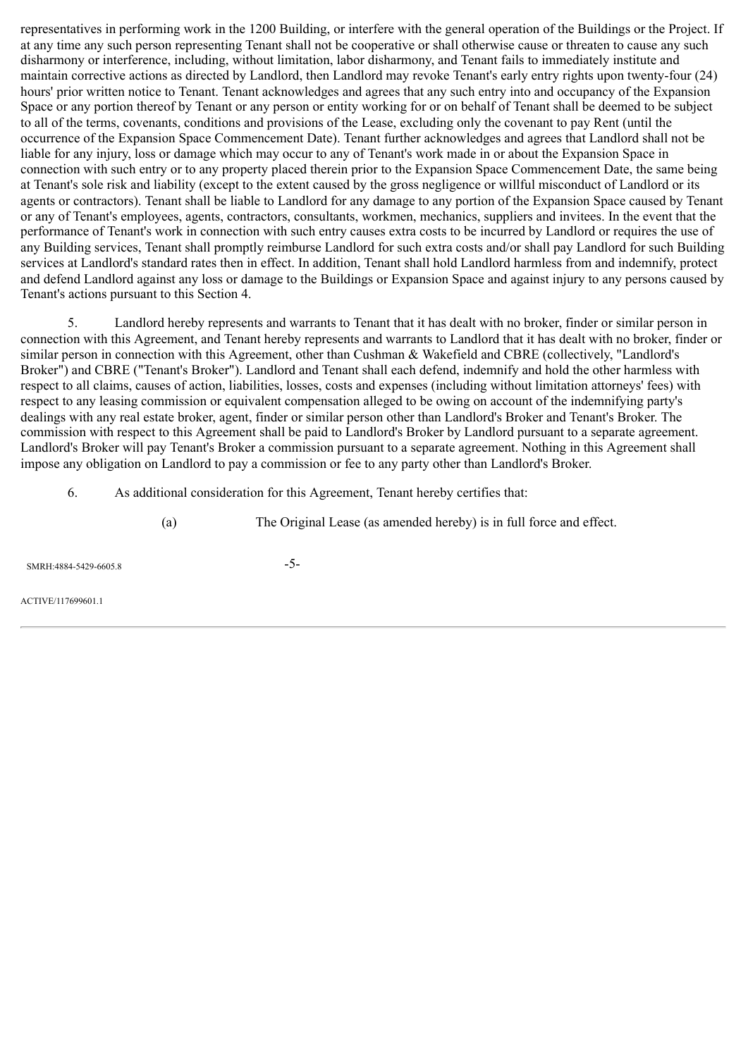representatives in performing work in the 1200 Building, or interfere with the general operation of the Buildings or the Project. If at any time any such person representing Tenant shall not be cooperative or shall otherwise cause or threaten to cause any such disharmony or interference, including, without limitation, labor disharmony, and Tenant fails to immediately institute and maintain corrective actions as directed by Landlord, then Landlord may revoke Tenant's early entry rights upon twenty-four (24) hours' prior written notice to Tenant. Tenant acknowledges and agrees that any such entry into and occupancy of the Expansion Space or any portion thereof by Tenant or any person or entity working for or on behalf of Tenant shall be deemed to be subject to all of the terms, covenants, conditions and provisions of the Lease, excluding only the covenant to pay Rent (until the occurrence of the Expansion Space Commencement Date). Tenant further acknowledges and agrees that Landlord shall not be liable for any injury, loss or damage which may occur to any of Tenant's work made in or about the Expansion Space in connection with such entry or to any property placed therein prior to the Expansion Space Commencement Date, the same being at Tenant's sole risk and liability (except to the extent caused by the gross negligence or willful misconduct of Landlord or its agents or contractors). Tenant shall be liable to Landlord for any damage to any portion of the Expansion Space caused by Tenant or any of Tenant's employees, agents, contractors, consultants, workmen, mechanics, suppliers and invitees. In the event that the performance of Tenant's work in connection with such entry causes extra costs to be incurred by Landlord or requires the use of any Building services, Tenant shall promptly reimburse Landlord for such extra costs and/or shall pay Landlord for such Building services at Landlord's standard rates then in effect. In addition, Tenant shall hold Landlord harmless from and indemnify, protect and defend Landlord against any loss or damage to the Buildings or Expansion Space and against injury to any persons caused by Tenant's actions pursuant to this Section 4.

5. Landlord hereby represents and warrants to Tenant that it has dealt with no broker, finder or similar person in connection with this Agreement, and Tenant hereby represents and warrants to Landlord that it has dealt with no broker, finder or similar person in connection with this Agreement, other than Cushman & Wakefield and CBRE (collectively, "Landlord's Broker") and CBRE ("Tenant's Broker"). Landlord and Tenant shall each defend, indemnify and hold the other harmless with respect to all claims, causes of action, liabilities, losses, costs and expenses (including without limitation attorneys' fees) with respect to any leasing commission or equivalent compensation alleged to be owing on account of the indemnifying party's dealings with any real estate broker, agent, finder or similar person other than Landlord's Broker and Tenant's Broker. The commission with respect to this Agreement shall be paid to Landlord's Broker by Landlord pursuant to a separate agreement. Landlord's Broker will pay Tenant's Broker a commission pursuant to a separate agreement. Nothing in this Agreement shall impose any obligation on Landlord to pay a commission or fee to any party other than Landlord's Broker.

6. As additional consideration for this Agreement, Tenant hereby certifies that:

(a) The Original Lease (as amended hereby) is in full force and effect.

SMRH:4884-5429-6605.8

ACTIVE/117699601.1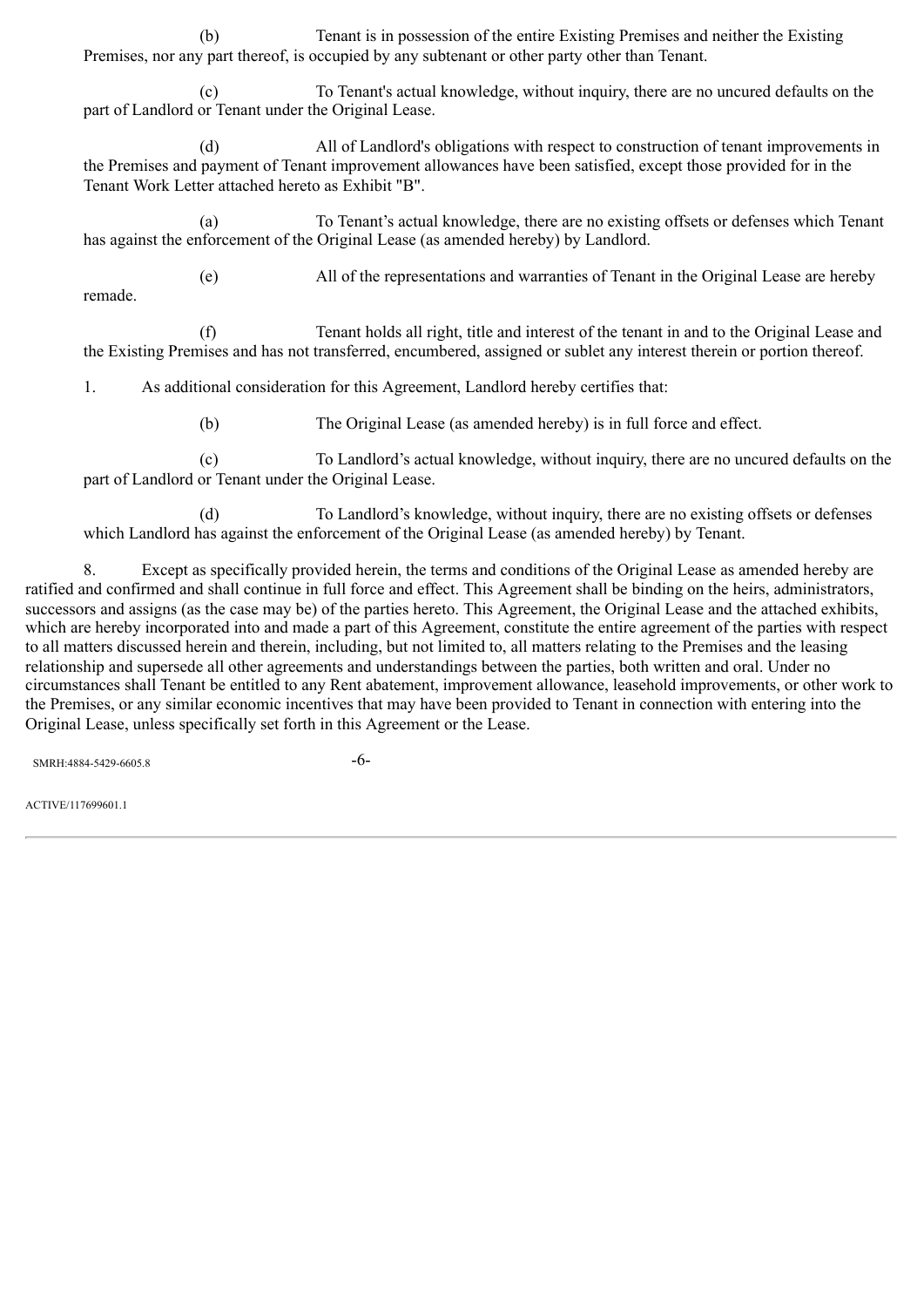(b) Tenant is in possession of the entire Existing Premises and neither the Existing Premises, nor any part thereof, is occupied by any subtenant or other party other than Tenant.

(c) To Tenant's actual knowledge, without inquiry, there are no uncured defaults on the part of Landlord or Tenant under the Original Lease.

(d) All of Landlord's obligations with respect to construction of tenant improvements in the Premises and payment of Tenant improvement allowances have been satisfied, except those provided for in the Tenant Work Letter attached hereto as Exhibit "B".

(a) To Tenant's actual knowledge, there are no existing offsets or defenses which Tenant has against the enforcement of the Original Lease (as amended hereby) by Landlord.

(e) All of the representations and warranties of Tenant in the Original Lease are hereby remade.

(f) Tenant holds all right, title and interest of the tenant in and to the Original Lease and the Existing Premises and has not transferred, encumbered, assigned or sublet any interest therein or portion thereof.

1. As additional consideration for this Agreement, Landlord hereby certifies that:

(b) The Original Lease (as amended hereby) is in full force and effect.

(c) To Landlord's actual knowledge, without inquiry, there are no uncured defaults on the part of Landlord or Tenant under the Original Lease.

(d) To Landlord's knowledge, without inquiry, there are no existing offsets or defenses which Landlord has against the enforcement of the Original Lease (as amended hereby) by Tenant.

8. Except as specifically provided herein, the terms and conditions of the Original Lease as amended hereby are ratified and confirmed and shall continue in full force and effect. This Agreement shall be binding on the heirs, administrators, successors and assigns (as the case may be) of the parties hereto. This Agreement, the Original Lease and the attached exhibits, which are hereby incorporated into and made a part of this Agreement, constitute the entire agreement of the parties with respect to all matters discussed herein and therein, including, but not limited to, all matters relating to the Premises and the leasing relationship and supersede all other agreements and understandings between the parties, both written and oral. Under no circumstances shall Tenant be entitled to any Rent abatement, improvement allowance, leasehold improvements, or other work to the Premises, or any similar economic incentives that may have been provided to Tenant in connection with entering into the Original Lease, unless specifically set forth in this Agreement or the Lease.

SMRH:4884-5429-6605.8

ACTIVE/117699601.1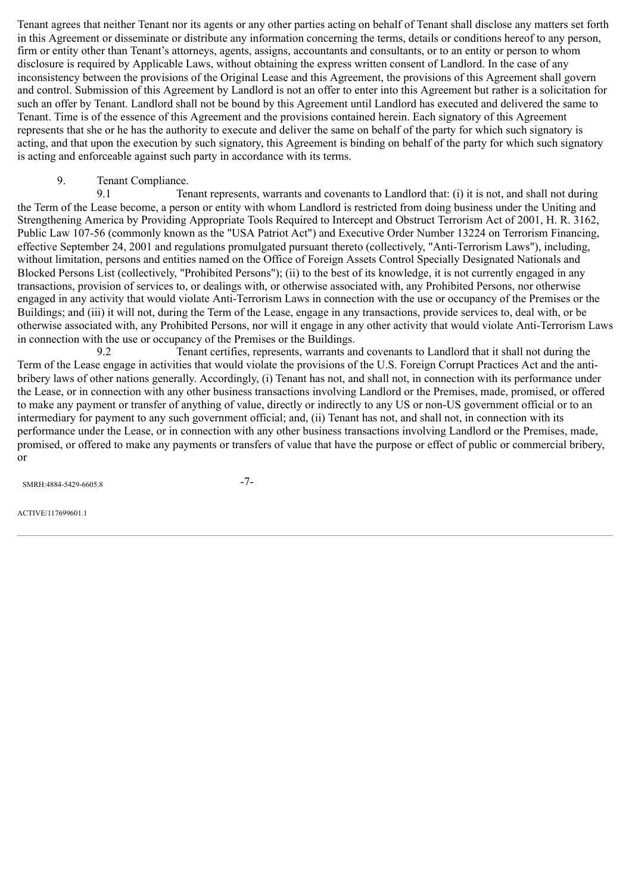Tenant agrees that neither Tenant nor its agents or any other parties acting on behalf of Tenant shall disclose any matters set forth in this Agreement or disseminate or distribute any information concerning the terms, details or conditions hereof to any person, firm or entity other than Tenant's attorneys, agents, assigns, accountants and consultants, or to an entity or person to whom disclosure is required by Applicable Laws, without obtaining the express written consent of Landlord. In the case of any inconsistency between the provisions of the Original Lease and this Agreement, the provisions of this Agreement shall govern and control. Submission of this Agreement by Landlord is not an offer to enter into this Agreement but rather is a solicitation for such an offer by Tenant. Landlord shall not be bound by this Agreement until Landlord has executed and delivered the same to Tenant. Time is of the essence of this Agreement and the provisions contained herein. Each signatory of this Agreement represents that she or he has the authority to execute and deliver the same on behalf of the party for which such signatory is acting, and that upon the execution by such signatory, this Agreement is binding on behalf of the party for which such signatory is acting and enforceable against such party in accordance with its terms.

9. Tenant Compliance.

9.1 Tenant represents, warrants and covenants to Landlord that: (i) it is not, and shall not during the Term of the Lease become, a person or entity with whom Landlord is restricted from doing business under the Uniting and Strengthening America by Providing Appropriate Tools Required to Intercept and Obstruct Terrorism Act of 2001, H. R. 3162, Public Law 107-56 (commonly known as the "USA Patriot Act") and Executive Order Number 13224 on Terrorism Financing, effective September 24, 2001 and regulations promulgated pursuant thereto (collectively, "Anti-Terrorism Laws"), including, without limitation, persons and entities named on the Office of Foreign Assets Control Specially Designated Nationals and Blocked Persons List (collectively, "Prohibited Persons"); (ii) to the best of its knowledge, it is not currently engaged in any transactions, provision of services to, or dealings with, or otherwise associated with, any Prohibited Persons, nor otherwise engaged in any activity that would violate Anti-Terrorism Laws in connection with the use or occupancy of the Premises or the Buildings; and (iii) it will not, during the Term of the Lease, engage in any transactions, provide services to, deal with, or be otherwise associated with, any Prohibited Persons, nor will it engage in any other activity that would violate Anti-Terrorism Laws in connection with the use or occupancy of the Premises or the Buildings.

9.2 Tenant certifies, represents, warrants and covenants to Landlord that it shall not during the Term of the Lease engage in activities that would violate the provisions of the U.S. Foreign Corrupt Practices Act and the anti-bribery laws of other nations generally. Accordingly, (i) Tenant has not, and shall not, in connection with its performance under the Lease, or in connection with any other business transactions involving Landlord or the Premises, made, promised, or offered to make any payment or transfer of anything of value, directly or indirectly to any US or non-US government official or to an intermediary for payment to any such government official; and, (ii) Tenant has not, and shall not, in connection with its performance under the Lease, or in connection with any other business transactions involving Landlord or the Premises, made, promised, or offered to make any payments or transfers of value that have the purpose or effect of public or commercial bribery, or

SMRH:4884-5429-6605.8

ACTIVE/117699601.1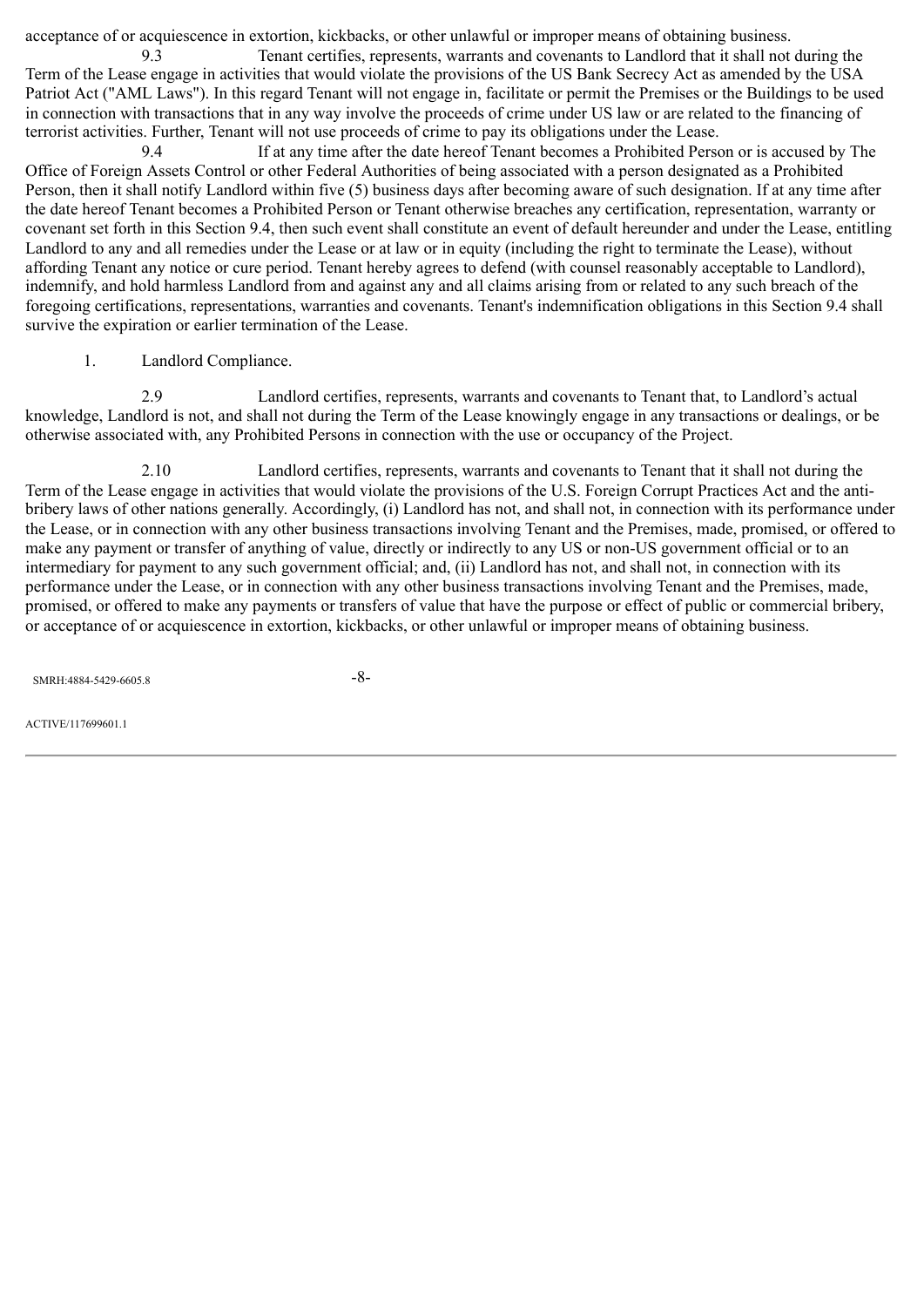acceptance of or acquiescence in extortion, kickbacks, or other unlawful or improper means of obtaining business.

9.3 Tenant certifies, represents, warrants and covenants to Landlord that it shall not during the Term of the Lease engage in activities that would violate the provisions of the US Bank Secrecy Act as amended by the USA Patriot Act ("AML Laws"). In this regard Tenant will not engage in, facilitate or permit the Premises or the Buildings to be used in connection with transactions that in any way involve the proceeds of crime under US law or are related to the financing of terrorist activities. Further, Tenant will not use proceeds of crime to pay its obligations under the Lease.

9.4 If at any time after the date hereof Tenant becomes a Prohibited Person or is accused by The Office of Foreign Assets Control or other Federal Authorities of being associated with a person designated as a Prohibited Person, then it shall notify Landlord within five (5) business days after becoming aware of such designation. If at any time after the date hereof Tenant becomes a Prohibited Person or Tenant otherwise breaches any certification, representation, warranty or covenant set forth in this Section 9.4, then such event shall constitute an event of default hereunder and under the Lease, entitling Landlord to any and all remedies under the Lease or at law or in equity (including the right to terminate the Lease), without affording Tenant any notice or cure period. Tenant hereby agrees to defend (with counsel reasonably acceptable to Landlord), indemnify, and hold harmless Landlord from and against any and all claims arising from or related to any such breach of the foregoing certifications, representations, warranties and covenants. Tenant's indemnification obligations in this Section 9.4 shall survive the expiration or earlier termination of the Lease.

1. Landlord Compliance.

2.9 Landlord certifies, represents, warrants and covenants to Tenant that, to Landlord's actual knowledge, Landlord is not, and shall not during the Term of the Lease knowingly engage in any transactions or dealings, or be otherwise associated with, any Prohibited Persons in connection with the use or occupancy of the Project.

2.10 Landlord certifies, represents, warrants and covenants to Tenant that it shall not during the Term of the Lease engage in activities that would violate the provisions of the U.S. Foreign Corrupt Practices Act and the anti-bribery laws of other nations generally. Accordingly, (i) Landlord has not, and shall not, in connection with its performance under the Lease, or in connection with any other business transactions involving Tenant and the Premises, made, promised, or offered to make any payment or transfer of anything of value, directly or indirectly to any US or non-US government official or to an intermediary for payment to any such government official; and, (ii) Landlord has not, and shall not, in connection with its performance under the Lease, or in connection with any other business transactions involving Tenant and the Premises, made, promised, or offered to make any payments or transfers of value that have the purpose or effect of public or commercial bribery, or acceptance of or acquiescence in extortion, kickbacks, or other unlawful or improper means of obtaining business.

SMRH:4884-5429-6605.8

ACTIVE/117699601.1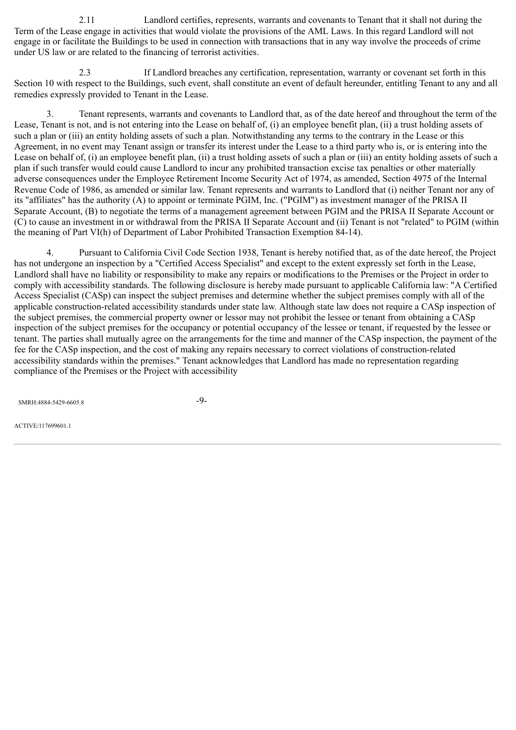2.11 Landlord certifies, represents, warrants and covenants to Tenant that it shall not during the Term of the Lease engage in activities that would violate the provisions of the AML Laws. In this regard Landlord will not engage in or facilitate the Buildings to be used in connection with transactions that in any way involve the proceeds of crime under US law or are related to the financing of terrorist activities.

2.3 If Landlord breaches any certification, representation, warranty or covenant set forth in this Section 10 with respect to the Buildings, such event, shall constitute an event of default hereunder, entitling Tenant to any and all remedies expressly provided to Tenant in the Lease.

3. Tenant represents, warrants and covenants to Landlord that, as of the date hereof and throughout the term of the Lease, Tenant is not, and is not entering into the Lease on behalf of, (i) an employee benefit plan, (ii) a trust holding assets of such a plan or (iii) an entity holding assets of such a plan. Notwithstanding any terms to the contrary in the Lease or this Agreement, in no event may Tenant assign or transfer its interest under the Lease to a third party who is, or is entering into the Lease on behalf of, (i) an employee benefit plan, (ii) a trust holding assets of such a plan or (iii) an entity holding assets of such a plan if such transfer would could cause Landlord to incur any prohibited transaction excise tax penalties or other materially adverse consequences under the Employee Retirement Income Security Act of 1974, as amended, Section 4975 of the Internal Revenue Code of 1986, as amended or similar law. Tenant represents and warrants to Landlord that (i) neither Tenant nor any of its "affiliates" has the authority (A) to appoint or terminate PGIM, Inc. ("PGIM") as investment manager of the PRISA II Separate Account, (B) to negotiate the terms of a management agreement between PGIM and the PRISA II Separate Account or (C) to cause an investment in or withdrawal from the PRISA II Separate Account and (ii) Tenant is not "related" to PGIM (within the meaning of Part VI(h) of Department of Labor Prohibited Transaction Exemption 84-14).

4. Pursuant to California Civil Code Section 1938, Tenant is hereby notified that, as of the date hereof, the Project has not undergone an inspection by a "Certified Access Specialist" and except to the extent expressly set forth in the Lease, Landlord shall have no liability or responsibility to make any repairs or modifications to the Premises or the Project in order to comply with accessibility standards. The following disclosure is hereby made pursuant to applicable California law: "A Certified Access Specialist (CASp) can inspect the subject premises and determine whether the subject premises comply with all of the applicable construction-related accessibility standards under state law. Although state law does not require a CASp inspection of the subject premises, the commercial property owner or lessor may not prohibit the lessee or tenant from obtaining a CASp inspection of the subject premises for the occupancy or potential occupancy of the lessee or tenant, if requested by the lessee or tenant. The parties shall mutually agree on the arrangements for the time and manner of the CASp inspection, the payment of the fee for the CASp inspection, and the cost of making any repairs necessary to correct violations of construction-related accessibility standards within the premises." Tenant acknowledges that Landlord has made no representation regarding compliance of the Premises or the Project with accessibility

SMRH:4884-5429-6605.8

ACTIVE/117699601.1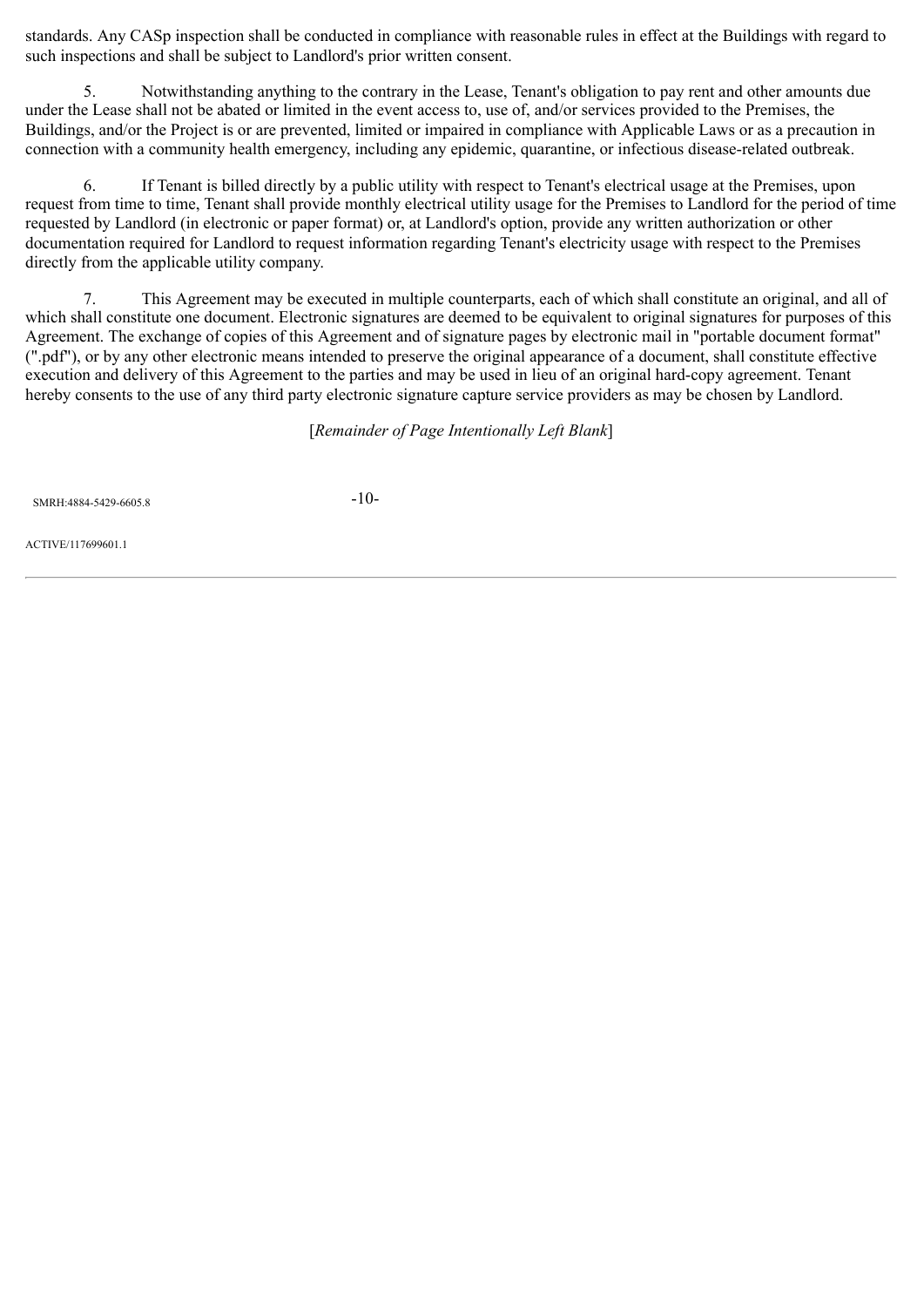standards. Any CASp inspection shall be conducted in compliance with reasonable rules in effect at the Buildings with regard to such inspections and shall be subject to Landlord's prior written consent.

5. Notwithstanding anything to the contrary in the Lease, Tenant's obligation to pay rent and other amounts due under the Lease shall not be abated or limited in the event access to, use of, and/or services provided to the Premises, the Buildings, and/or the Project is or are prevented, limited or impaired in compliance with Applicable Laws or as a precaution in connection with a community health emergency, including any epidemic, quarantine, or infectious disease-related outbreak.

6. If Tenant is billed directly by a public utility with respect to Tenant's electrical usage at the Premises, upon request from time to time, Tenant shall provide monthly electrical utility usage for the Premises to Landlord for the period of time requested by Landlord (in electronic or paper format) or, at Landlord's option, provide any written authorization or other documentation required for Landlord to request information regarding Tenant's electricity usage with respect to the Premises directly from the applicable utility company.

7. This Agreement may be executed in multiple counterparts, each of which shall constitute an original, and all of which shall constitute one document. Electronic signatures are deemed to be equivalent to original signatures for purposes of this Agreement. The exchange of copies of this Agreement and of signature pages by electronic mail in "portable document format" (".pdf"), or by any other electronic means intended to preserve the original appearance of a document, shall constitute effective execution and delivery of this Agreement to the parties and may be used in lieu of an original hard-copy agreement. Tenant hereby consents to the use of any third party electronic signature capture service providers as may be chosen by Landlord.

[*Remainder of Page Intentionally Left Blank*]

SMRH:4884-5429-6605.8

ACTIVE/117699601.1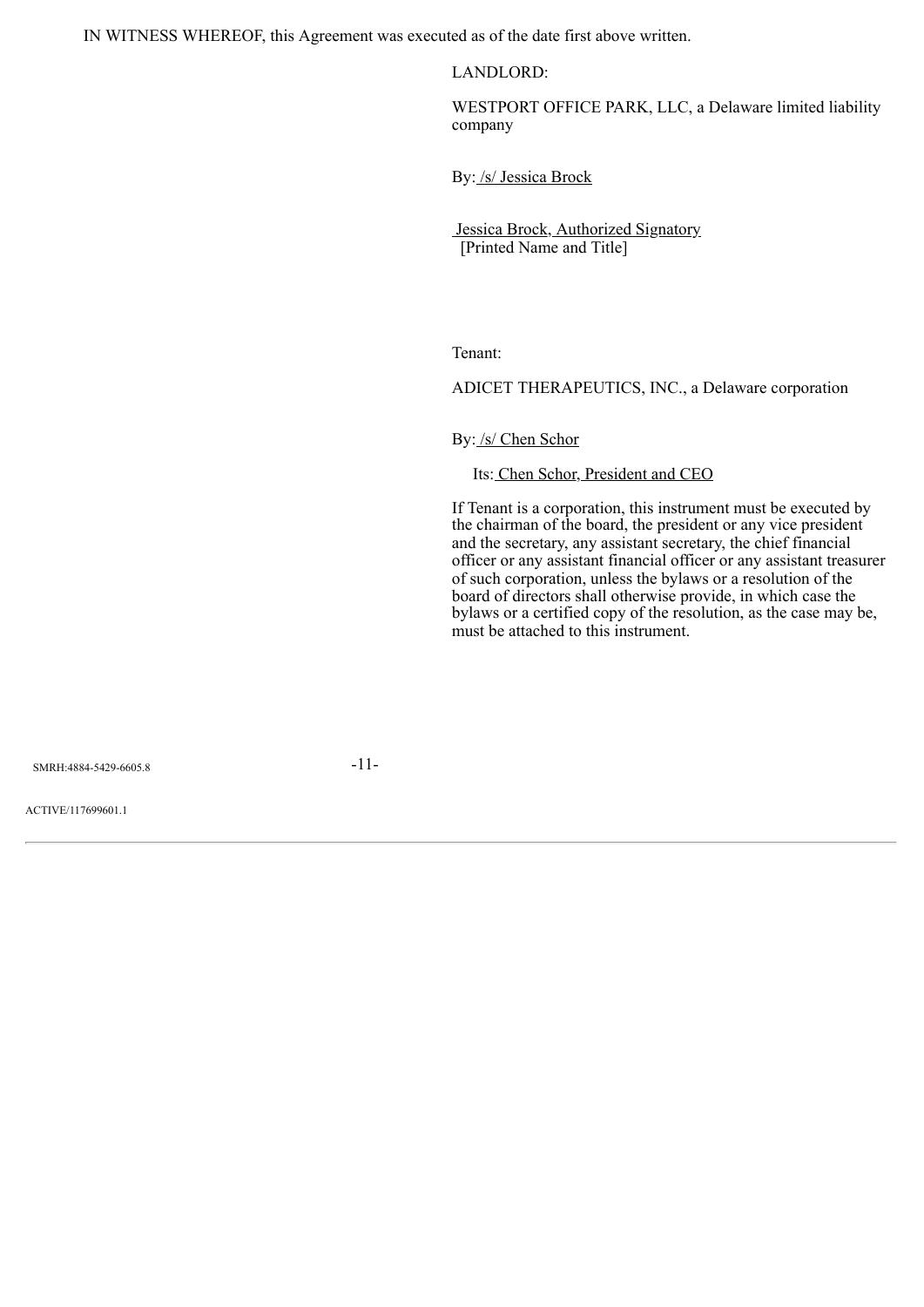IN WITNESS WHEREOF, this Agreement was executed as of the date first above written.

LANDLORD:

WESTPORT OFFICE PARK, LLC, a Delaware limited liability company

By: /s/ Jessica Brock

Jessica Brock, Authorized Signatory
[Printed Name and Title]

Tenant:

ADICET THERAPEUTICS, INC., a Delaware corporation

By: /s/ Chen Schor

Its: Chen Schor, President and CEO

If Tenant is a corporation, this instrument must be executed by the chairman of the board, the president or any vice president and the secretary, any assistant secretary, the chief financial officer or any assistant financial officer or any assistant treasurer of such corporation, unless the bylaws or a resolution of the board of directors shall otherwise provide, in which case the bylaws or a certified copy of the resolution, as the case may be, must be attached to this instrument.

SMRH:4884-5429-6605.8

ACTIVE/117699601.1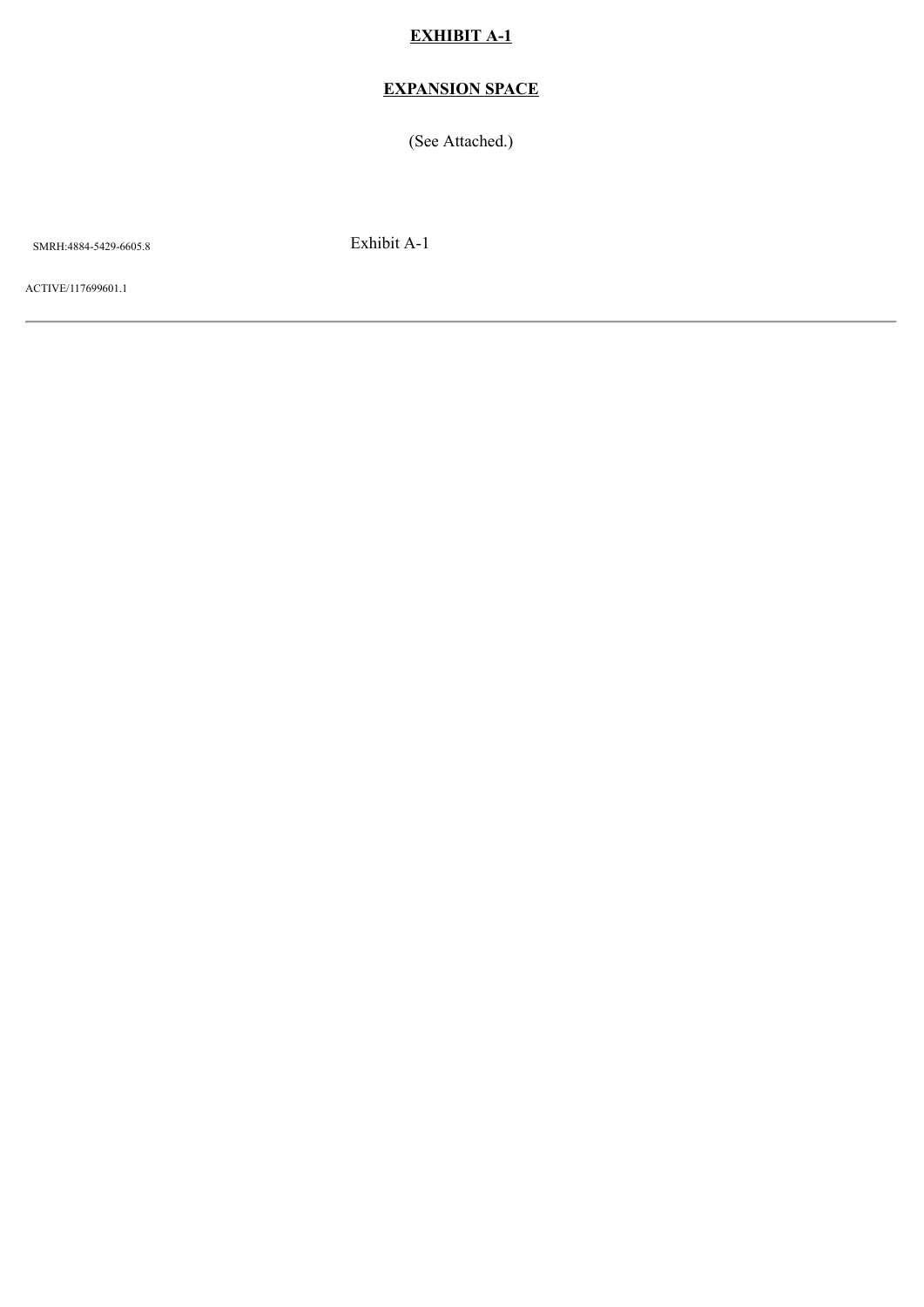# EXHIBIT A-1

## EXPANSION SPACE

(See Attached.)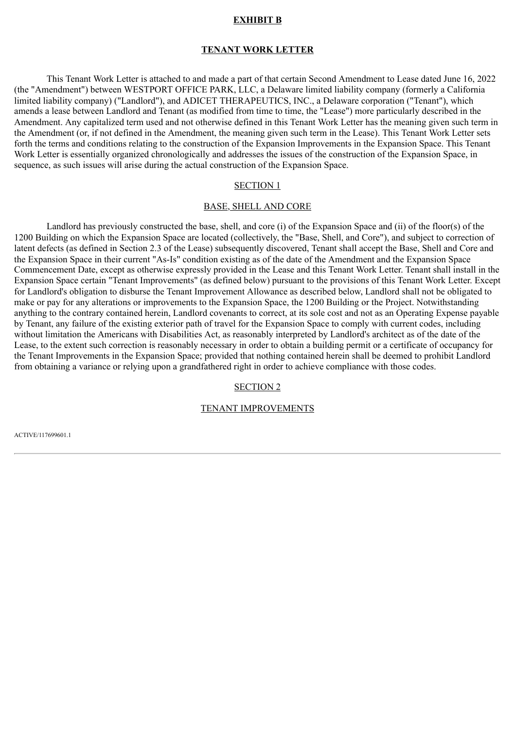**EXHIBIT B**

**TENANT WORK LETTER**

This Tenant Work Letter is attached to and made a part of that certain Second Amendment to Lease dated June 16, 2022 (the "Amendment") between WESTPORT OFFICE PARK, LLC, a Delaware limited liability company (formerly a California limited liability company) ("Landlord"), and ADICET THERAPEUTICS, INC., a Delaware corporation ("Tenant"), which amends a lease between Landlord and Tenant (as modified from time to time, the "Lease") more particularly described in the Amendment. Any capitalized term used and not otherwise defined in this Tenant Work Letter has the meaning given such term in the Amendment (or, if not defined in the Amendment, the meaning given such term in the Lease). This Tenant Work Letter sets forth the terms and conditions relating to the construction of the Expansion Improvements in the Expansion Space. This Tenant Work Letter is essentially organized chronologically and addresses the issues of the construction of the Expansion Space, in sequence, as such issues will arise during the actual construction of the Expansion Space.

SECTION 1

BASE, SHELL AND CORE

Landlord has previously constructed the base, shell, and core (i) of the Expansion Space and (ii) of the floor(s) of the 1200 Building on which the Expansion Space are located (collectively, the "Base, Shell, and Core"), and subject to correction of latent defects (as defined in Section 2.3 of the Lease) subsequently discovered, Tenant shall accept the Base, Shell and Core and the Expansion Space in their current "As-Is" condition existing as of the date of the Amendment and the Expansion Space Commencement Date, except as otherwise expressly provided in the Lease and this Tenant Work Letter. Tenant shall install in the Expansion Space certain "Tenant Improvements" (as defined below) pursuant to the provisions of this Tenant Work Letter. Except for Landlord's obligation to disburse the Tenant Improvement Allowance as described below, Landlord shall not be obligated to make or pay for any alterations or improvements to the Expansion Space, the 1200 Building or the Project. Notwithstanding anything to the contrary contained herein, Landlord covenants to correct, at its sole cost and not as an Operating Expense payable by Tenant, any failure of the existing exterior path of travel for the Expansion Space to comply with current codes, including without limitation the Americans with Disabilities Act, as reasonably interpreted by Landlord's architect as of the date of the Lease, to the extent such correction is reasonably necessary in order to obtain a building permit or a certificate of occupancy for the Tenant Improvements in the Expansion Space; provided that nothing contained herein shall be deemed to prohibit Landlord from obtaining a variance or relying upon a grandfathered right in order to achieve compliance with those codes.

SECTION 2

TENANT IMPROVEMENTS

ACTIVE/117699601.1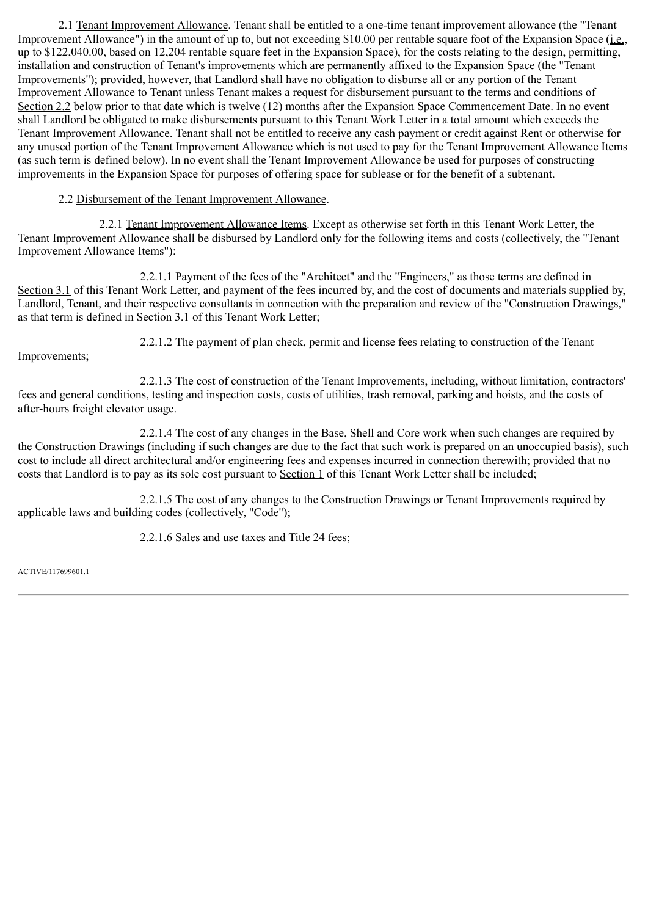2.1 Tenant Improvement Allowance. Tenant shall be entitled to a one-time tenant improvement allowance (the "Tenant Improvement Allowance") in the amount of up to, but not exceeding $10.00 per rentable square foot of the Expansion Space (i.e., up to $122,040.00, based on 12,204 rentable square feet in the Expansion Space), for the costs relating to the design, permitting, installation and construction of Tenant's improvements which are permanently affixed to the Expansion Space (the "Tenant Improvements"); provided, however, that Landlord shall have no obligation to disburse all or any portion of the Tenant Improvement Allowance to Tenant unless Tenant makes a request for disbursement pursuant to the terms and conditions of Section 2.2 below prior to that date which is twelve (12) months after the Expansion Space Commencement Date. In no event shall Landlord be obligated to make disbursements pursuant to this Tenant Work Letter in a total amount which exceeds the Tenant Improvement Allowance. Tenant shall not be entitled to receive any cash payment or credit against Rent or otherwise for any unused portion of the Tenant Improvement Allowance which is not used to pay for the Tenant Improvement Allowance Items (as such term is defined below). In no event shall the Tenant Improvement Allowance be used for purposes of constructing improvements in the Expansion Space for purposes of offering space for sublease or for the benefit of a subtenant.

2.2 Disbursement of the Tenant Improvement Allowance.

2.2.1 Tenant Improvement Allowance Items. Except as otherwise set forth in this Tenant Work Letter, the Tenant Improvement Allowance shall be disbursed by Landlord only for the following items and costs (collectively, the "Tenant Improvement Allowance Items"):

2.2.1.1 Payment of the fees of the "Architect" and the "Engineers," as those terms are defined in Section 3.1 of this Tenant Work Letter, and payment of the fees incurred by, and the cost of documents and materials supplied by, Landlord, Tenant, and their respective consultants in connection with the preparation and review of the "Construction Drawings," as that term is defined in Section 3.1 of this Tenant Work Letter;

2.2.1.2 The payment of plan check, permit and license fees relating to construction of the Tenant Improvements;

2.2.1.3 The cost of construction of the Tenant Improvements, including, without limitation, contractors' fees and general conditions, testing and inspection costs, costs of utilities, trash removal, parking and hoists, and the costs of after-hours freight elevator usage.

2.2.1.4 The cost of any changes in the Base, Shell and Core work when such changes are required by the Construction Drawings (including if such changes are due to the fact that such work is prepared on an unoccupied basis), such cost to include all direct architectural and/or engineering fees and expenses incurred in connection therewith; provided that no costs that Landlord is to pay as its sole cost pursuant to Section 1 of this Tenant Work Letter shall be included;

2.2.1.5 The cost of any changes to the Construction Drawings or Tenant Improvements required by applicable laws and building codes (collectively, "Code");

2.2.1.6 Sales and use taxes and Title 24 fees;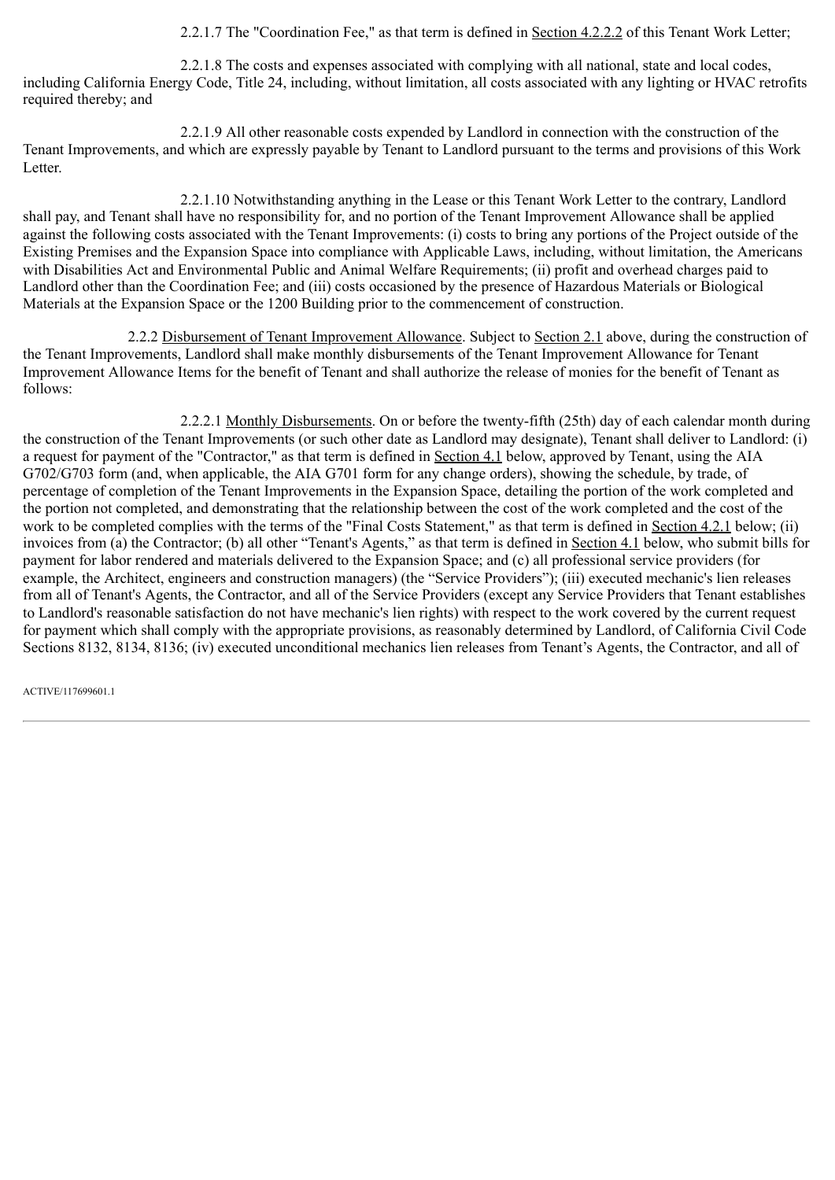2.2.1.7 The "Coordination Fee," as that term is defined in Section 4.2.2.2 of this Tenant Work Letter;

2.2.1.8 The costs and expenses associated with complying with all national, state and local codes, including California Energy Code, Title 24, including, without limitation, all costs associated with any lighting or HVAC retrofits required thereby; and

2.2.1.9 All other reasonable costs expended by Landlord in connection with the construction of the Tenant Improvements, and which are expressly payable by Tenant to Landlord pursuant to the terms and provisions of this Work Letter.

2.2.1.10 Notwithstanding anything in the Lease or this Tenant Work Letter to the contrary, Landlord shall pay, and Tenant shall have no responsibility for, and no portion of the Tenant Improvement Allowance shall be applied against the following costs associated with the Tenant Improvements: (i) costs to bring any portions of the Project outside of the Existing Premises and the Expansion Space into compliance with Applicable Laws, including, without limitation, the Americans with Disabilities Act and Environmental Public and Animal Welfare Requirements; (ii) profit and overhead charges paid to Landlord other than the Coordination Fee; and (iii) costs occasioned by the presence of Hazardous Materials or Biological Materials at the Expansion Space or the 1200 Building prior to the commencement of construction.

2.2.2 Disbursement of Tenant Improvement Allowance. Subject to Section 2.1 above, during the construction of the Tenant Improvements, Landlord shall make monthly disbursements of the Tenant Improvement Allowance for Tenant Improvement Allowance Items for the benefit of Tenant and shall authorize the release of monies for the benefit of Tenant as follows:

2.2.2.1 Monthly Disbursements. On or before the twenty-fifth (25th) day of each calendar month during the construction of the Tenant Improvements (or such other date as Landlord may designate), Tenant shall deliver to Landlord: (i) a request for payment of the "Contractor," as that term is defined in Section 4.1 below, approved by Tenant, using the AIA G702/G703 form (and, when applicable, the AIA G701 form for any change orders), showing the schedule, by trade, of percentage of completion of the Tenant Improvements in the Expansion Space, detailing the portion of the work completed and the portion not completed, and demonstrating that the relationship between the cost of the work completed and the cost of the work to be completed complies with the terms of the "Final Costs Statement," as that term is defined in Section 4.2.1 below; (ii) invoices from (a) the Contractor; (b) all other "Tenant's Agents," as that term is defined in Section 4.1 below, who submit bills for payment for labor rendered and materials delivered to the Expansion Space; and (c) all professional service providers (for example, the Architect, engineers and construction managers) (the "Service Providers"); (iii) executed mechanic's lien releases from all of Tenant's Agents, the Contractor, and all of the Service Providers (except any Service Providers that Tenant establishes to Landlord's reasonable satisfaction do not have mechanic's lien rights) with respect to the work covered by the current request for payment which shall comply with the appropriate provisions, as reasonably determined by Landlord, of California Civil Code Sections 8132, 8134, 8136; (iv) executed unconditional mechanics lien releases from Tenant's Agents, the Contractor, and all of

ACTIVE/117699601.1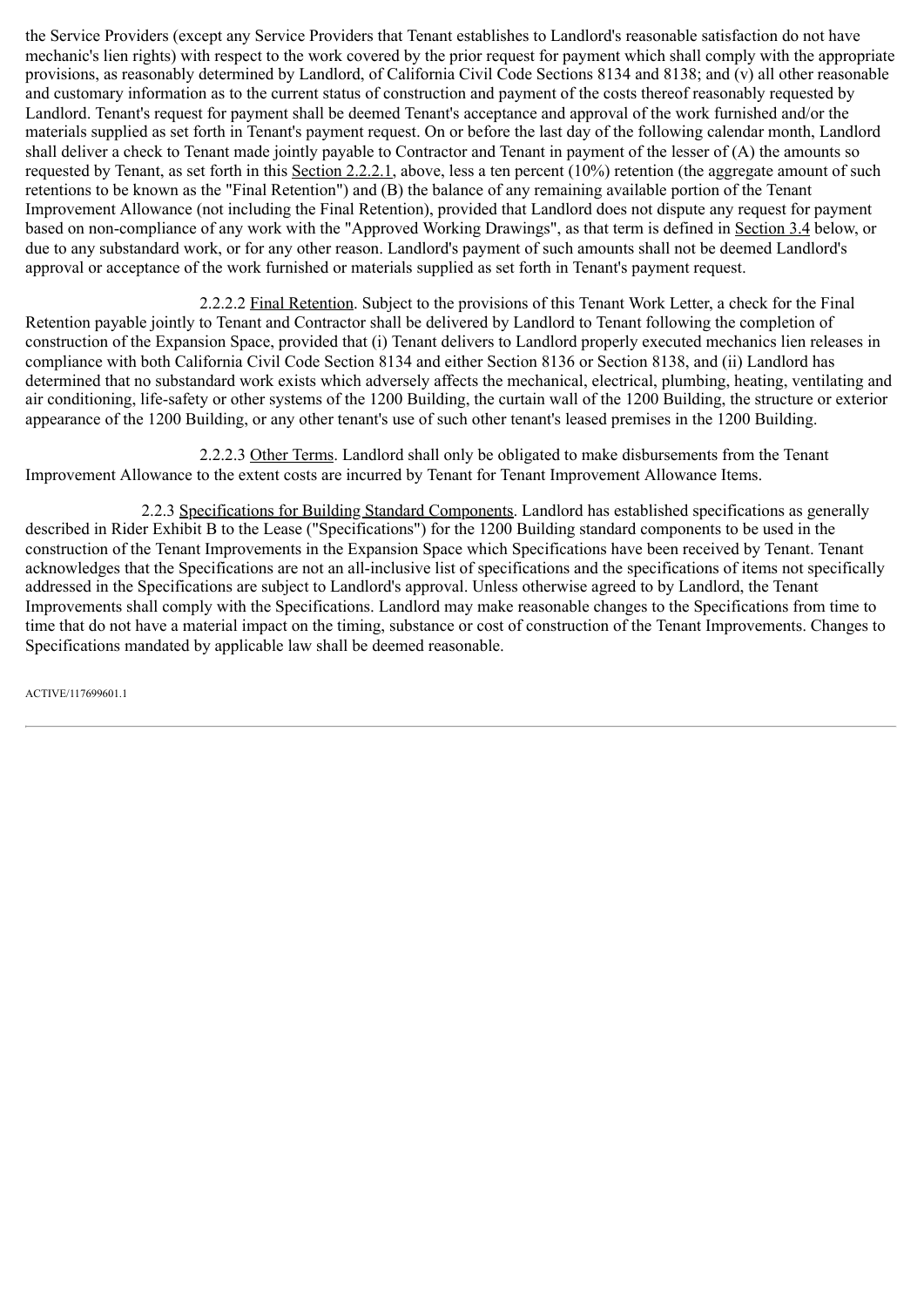the Service Providers (except any Service Providers that Tenant establishes to Landlord's reasonable satisfaction do not have mechanic's lien rights) with respect to the work covered by the prior request for payment which shall comply with the appropriate provisions, as reasonably determined by Landlord, of California Civil Code Sections 8134 and 8138; and (v) all other reasonable and customary information as to the current status of construction and payment of the costs thereof reasonably requested by Landlord. Tenant's request for payment shall be deemed Tenant's acceptance and approval of the work furnished and/or the materials supplied as set forth in Tenant's payment request. On or before the last day of the following calendar month, Landlord shall deliver a check to Tenant made jointly payable to Contractor and Tenant in payment of the lesser of (A) the amounts so requested by Tenant, as set forth in this Section 2.2.2.1, above, less a ten percent (10%) retention (the aggregate amount of such retentions to be known as the "Final Retention") and (B) the balance of any remaining available portion of the Tenant Improvement Allowance (not including the Final Retention), provided that Landlord does not dispute any request for payment based on non-compliance of any work with the "Approved Working Drawings", as that term is defined in Section 3.4 below, or due to any substandard work, or for any other reason. Landlord's payment of such amounts shall not be deemed Landlord's approval or acceptance of the work furnished or materials supplied as set forth in Tenant's payment request.

2.2.2.2 Final Retention. Subject to the provisions of this Tenant Work Letter, a check for the Final Retention payable jointly to Tenant and Contractor shall be delivered by Landlord to Tenant following the completion of construction of the Expansion Space, provided that (i) Tenant delivers to Landlord properly executed mechanics lien releases in compliance with both California Civil Code Section 8134 and either Section 8136 or Section 8138, and (ii) Landlord has determined that no substandard work exists which adversely affects the mechanical, electrical, plumbing, heating, ventilating and air conditioning, life-safety or other systems of the 1200 Building, the curtain wall of the 1200 Building, the structure or exterior appearance of the 1200 Building, or any other tenant's use of such other tenant's leased premises in the 1200 Building.

2.2.2.3 Other Terms. Landlord shall only be obligated to make disbursements from the Tenant Improvement Allowance to the extent costs are incurred by Tenant for Tenant Improvement Allowance Items.

2.2.3 Specifications for Building Standard Components. Landlord has established specifications as generally described in Rider Exhibit B to the Lease ("Specifications") for the 1200 Building standard components to be used in the construction of the Tenant Improvements in the Expansion Space which Specifications have been received by Tenant. Tenant acknowledges that the Specifications are not an all-inclusive list of specifications and the specifications of items not specifically addressed in the Specifications are subject to Landlord's approval. Unless otherwise agreed to by Landlord, the Tenant Improvements shall comply with the Specifications. Landlord may make reasonable changes to the Specifications from time to time that do not have a material impact on the timing, substance or cost of construction of the Tenant Improvements. Changes to Specifications mandated by applicable law shall be deemed reasonable.

ACTIVE/117699601.1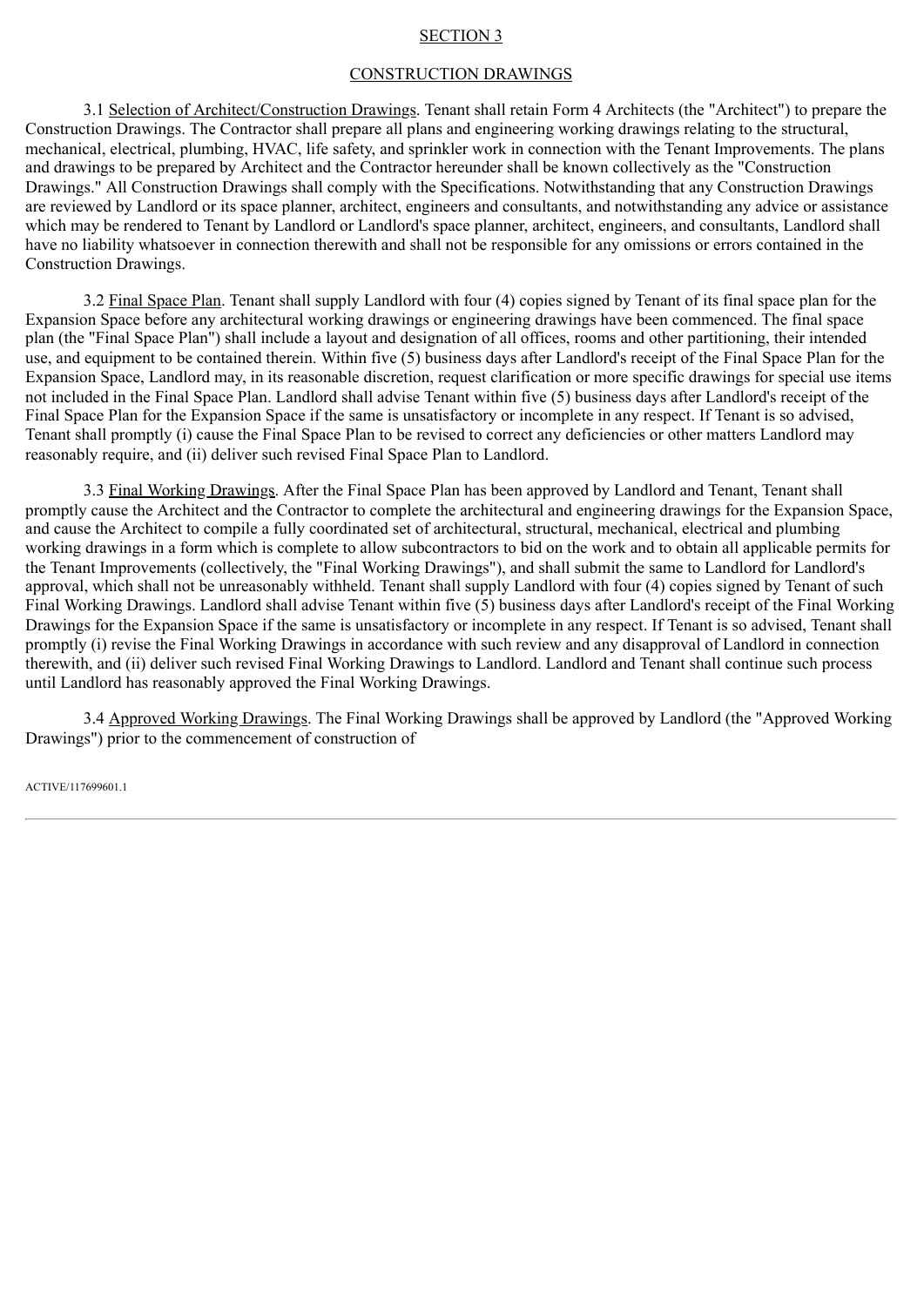## SECTION 3

## CONSTRUCTION DRAWINGS

3.1 Selection of Architect/Construction Drawings. Tenant shall retain Form 4 Architects (the "Architect") to prepare the Construction Drawings. The Contractor shall prepare all plans and engineering working drawings relating to the structural, mechanical, electrical, plumbing, HVAC, life safety, and sprinkler work in connection with the Tenant Improvements. The plans and drawings to be prepared by Architect and the Contractor hereunder shall be known collectively as the "Construction Drawings." All Construction Drawings shall comply with the Specifications. Notwithstanding that any Construction Drawings are reviewed by Landlord or its space planner, architect, engineers and consultants, and notwithstanding any advice or assistance which may be rendered to Tenant by Landlord or Landlord's space planner, architect, engineers, and consultants, Landlord shall have no liability whatsoever in connection therewith and shall not be responsible for any omissions or errors contained in the Construction Drawings.

3.2 Final Space Plan. Tenant shall supply Landlord with four (4) copies signed by Tenant of its final space plan for the Expansion Space before any architectural working drawings or engineering drawings have been commenced. The final space plan (the "Final Space Plan") shall include a layout and designation of all offices, rooms and other partitioning, their intended use, and equipment to be contained therein. Within five (5) business days after Landlord's receipt of the Final Space Plan for the Expansion Space, Landlord may, in its reasonable discretion, request clarification or more specific drawings for special use items not included in the Final Space Plan. Landlord shall advise Tenant within five (5) business days after Landlord's receipt of the Final Space Plan for the Expansion Space if the same is unsatisfactory or incomplete in any respect. If Tenant is so advised, Tenant shall promptly (i) cause the Final Space Plan to be revised to correct any deficiencies or other matters Landlord may reasonably require, and (ii) deliver such revised Final Space Plan to Landlord.

3.3 Final Working Drawings. After the Final Space Plan has been approved by Landlord and Tenant, Tenant shall promptly cause the Architect and the Contractor to complete the architectural and engineering drawings for the Expansion Space, and cause the Architect to compile a fully coordinated set of architectural, structural, mechanical, electrical and plumbing working drawings in a form which is complete to allow subcontractors to bid on the work and to obtain all applicable permits for the Tenant Improvements (collectively, the "Final Working Drawings"), and shall submit the same to Landlord for Landlord's approval, which shall not be unreasonably withheld. Tenant shall supply Landlord with four (4) copies signed by Tenant of such Final Working Drawings. Landlord shall advise Tenant within five (5) business days after Landlord's receipt of the Final Working Drawings for the Expansion Space if the same is unsatisfactory or incomplete in any respect. If Tenant is so advised, Tenant shall promptly (i) revise the Final Working Drawings in accordance with such review and any disapproval of Landlord in connection therewith, and (ii) deliver such revised Final Working Drawings to Landlord. Landlord and Tenant shall continue such process until Landlord has reasonably approved the Final Working Drawings.

3.4 Approved Working Drawings. The Final Working Drawings shall be approved by Landlord (the "Approved Working Drawings") prior to the commencement of construction of

ACTIVE/117699601.1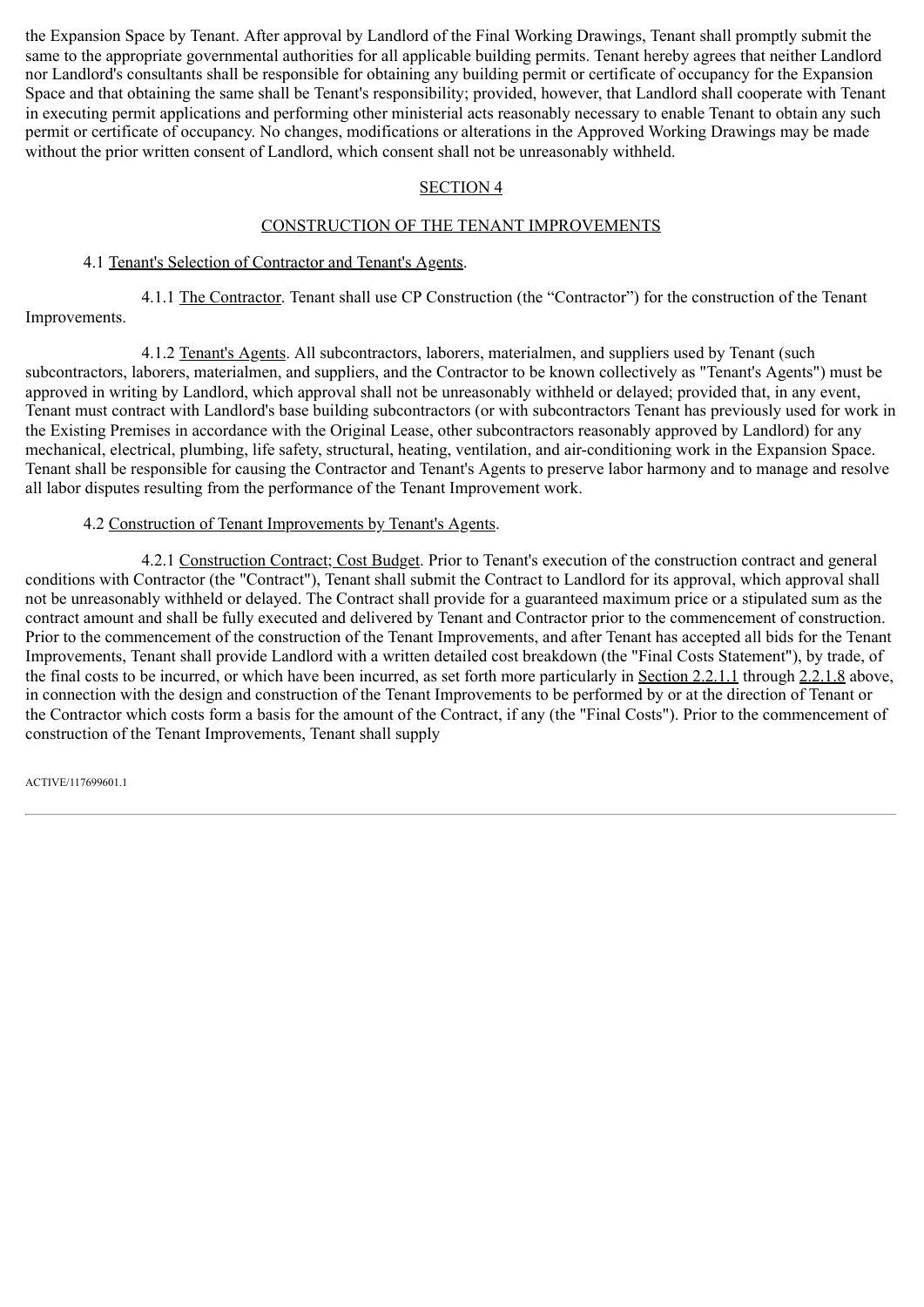the Expansion Space by Tenant. After approval by Landlord of the Final Working Drawings, Tenant shall promptly submit the same to the appropriate governmental authorities for all applicable building permits. Tenant hereby agrees that neither Landlord nor Landlord's consultants shall be responsible for obtaining any building permit or certificate of occupancy for the Expansion Space and that obtaining the same shall be Tenant's responsibility; provided, however, that Landlord shall cooperate with Tenant in executing permit applications and performing other ministerial acts reasonably necessary to enable Tenant to obtain any such permit or certificate of occupancy. No changes, modifications or alterations in the Approved Working Drawings may be made without the prior written consent of Landlord, which consent shall not be unreasonably withheld.

## SECTION 4

## CONSTRUCTION OF THE TENANT IMPROVEMENTS

4.1 Tenant's Selection of Contractor and Tenant's Agents.

4.1.1 The Contractor. Tenant shall use CP Construction (the "Contractor") for the construction of the Tenant Improvements.

4.1.2 Tenant's Agents. All subcontractors, laborers, materialmen, and suppliers used by Tenant (such subcontractors, laborers, materialmen, and suppliers, and the Contractor to be known collectively as "Tenant's Agents") must be approved in writing by Landlord, which approval shall not be unreasonably withheld or delayed; provided that, in any event, Tenant must contract with Landlord's base building subcontractors (or with subcontractors Tenant has previously used for work in the Existing Premises in accordance with the Original Lease, other subcontractors reasonably approved by Landlord) for any mechanical, electrical, plumbing, life safety, structural, heating, ventilation, and air-conditioning work in the Expansion Space. Tenant shall be responsible for causing the Contractor and Tenant's Agents to preserve labor harmony and to manage and resolve all labor disputes resulting from the performance of the Tenant Improvement work.

4.2 Construction of Tenant Improvements by Tenant's Agents.

4.2.1 Construction Contract; Cost Budget. Prior to Tenant's execution of the construction contract and general conditions with Contractor (the "Contract"), Tenant shall submit the Contract to Landlord for its approval, which approval shall not be unreasonably withheld or delayed. The Contract shall provide for a guaranteed maximum price or a stipulated sum as the contract amount and shall be fully executed and delivered by Tenant and Contractor prior to the commencement of construction. Prior to the commencement of the construction of the Tenant Improvements, and after Tenant has accepted all bids for the Tenant Improvements, Tenant shall provide Landlord with a written detailed cost breakdown (the "Final Costs Statement"), by trade, of the final costs to be incurred, or which have been incurred, as set forth more particularly in Section 2.2.1.1 through 2.2.1.8 above, in connection with the design and construction of the Tenant Improvements to be performed by or at the direction of Tenant or the Contractor which costs form a basis for the amount of the Contract, if any (the "Final Costs"). Prior to the commencement of construction of the Tenant Improvements, Tenant shall supply

ACTIVE/117699601.1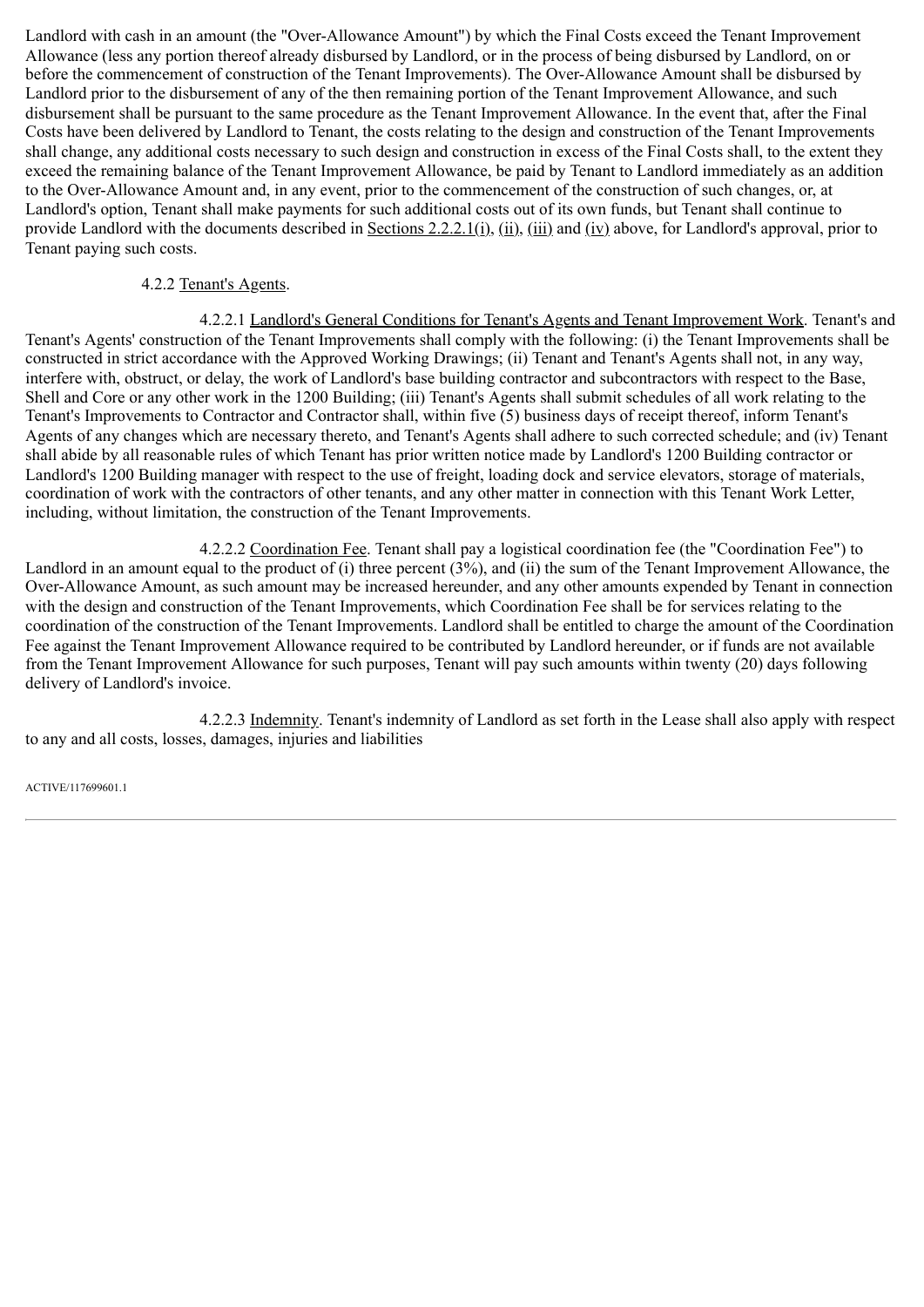Landlord with cash in an amount (the "Over-Allowance Amount") by which the Final Costs exceed the Tenant Improvement Allowance (less any portion thereof already disbursed by Landlord, or in the process of being disbursed by Landlord, on or before the commencement of construction of the Tenant Improvements). The Over-Allowance Amount shall be disbursed by Landlord prior to the disbursement of any of the then remaining portion of the Tenant Improvement Allowance, and such disbursement shall be pursuant to the same procedure as the Tenant Improvement Allowance. In the event that, after the Final Costs have been delivered by Landlord to Tenant, the costs relating to the design and construction of the Tenant Improvements shall change, any additional costs necessary to such design and construction in excess of the Final Costs shall, to the extent they exceed the remaining balance of the Tenant Improvement Allowance, be paid by Tenant to Landlord immediately as an addition to the Over-Allowance Amount and, in any event, prior to the commencement of the construction of such changes, or, at Landlord's option, Tenant shall make payments for such additional costs out of its own funds, but Tenant shall continue to provide Landlord with the documents described in Sections 2.2.2.1(i), (ii), (iii) and (iv) above, for Landlord's approval, prior to Tenant paying such costs.

4.2.2 Tenant's Agents.

4.2.2.1 Landlord's General Conditions for Tenant's Agents and Tenant Improvement Work. Tenant's and Tenant's Agents' construction of the Tenant Improvements shall comply with the following: (i) the Tenant Improvements shall be constructed in strict accordance with the Approved Working Drawings; (ii) Tenant and Tenant's Agents shall not, in any way, interfere with, obstruct, or delay, the work of Landlord's base building contractor and subcontractors with respect to the Base, Shell and Core or any other work in the 1200 Building; (iii) Tenant's Agents shall submit schedules of all work relating to the Tenant's Improvements to Contractor and Contractor shall, within five (5) business days of receipt thereof, inform Tenant's Agents of any changes which are necessary thereto, and Tenant's Agents shall adhere to such corrected schedule; and (iv) Tenant shall abide by all reasonable rules of which Tenant has prior written notice made by Landlord's 1200 Building contractor or Landlord's 1200 Building manager with respect to the use of freight, loading dock and service elevators, storage of materials, coordination of work with the contractors of other tenants, and any other matter in connection with this Tenant Work Letter, including, without limitation, the construction of the Tenant Improvements.

4.2.2.2 Coordination Fee. Tenant shall pay a logistical coordination fee (the "Coordination Fee") to Landlord in an amount equal to the product of (i) three percent (3%), and (ii) the sum of the Tenant Improvement Allowance, the Over-Allowance Amount, as such amount may be increased hereunder, and any other amounts expended by Tenant in connection with the design and construction of the Tenant Improvements, which Coordination Fee shall be for services relating to the coordination of the construction of the Tenant Improvements. Landlord shall be entitled to charge the amount of the Coordination Fee against the Tenant Improvement Allowance required to be contributed by Landlord hereunder, or if funds are not available from the Tenant Improvement Allowance for such purposes, Tenant will pay such amounts within twenty (20) days following delivery of Landlord's invoice.

4.2.2.3 Indemnity. Tenant's indemnity of Landlord as set forth in the Lease shall also apply with respect to any and all costs, losses, damages, injuries and liabilities

ACTIVE/117699601.1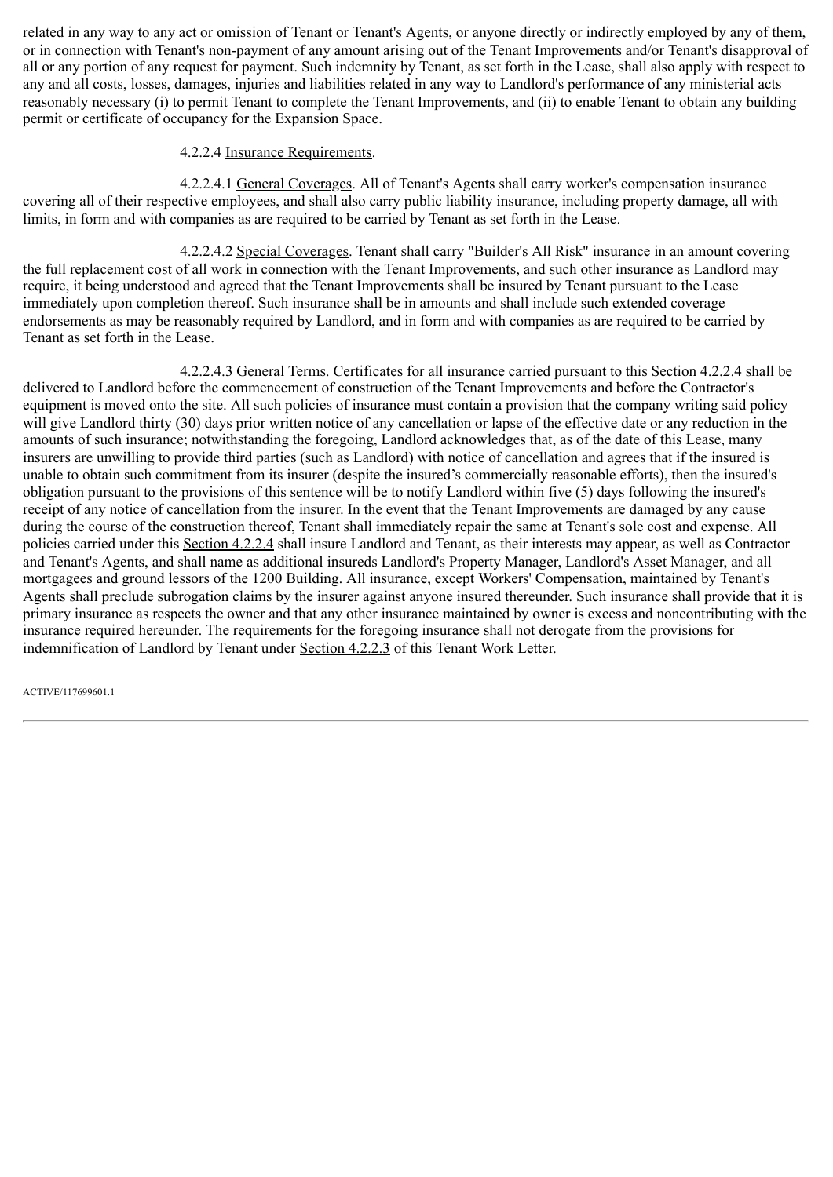related in any way to any act or omission of Tenant or Tenant's Agents, or anyone directly or indirectly employed by any of them, or in connection with Tenant's non-payment of any amount arising out of the Tenant Improvements and/or Tenant's disapproval of all or any portion of any request for payment. Such indemnity by Tenant, as set forth in the Lease, shall also apply with respect to any and all costs, losses, damages, injuries and liabilities related in any way to Landlord's performance of any ministerial acts reasonably necessary (i) to permit Tenant to complete the Tenant Improvements, and (ii) to enable Tenant to obtain any building permit or certificate of occupancy for the Expansion Space.

4.2.2.4 Insurance Requirements.

4.2.2.4.1 General Coverages. All of Tenant's Agents shall carry worker's compensation insurance covering all of their respective employees, and shall also carry public liability insurance, including property damage, all with limits, in form and with companies as are required to be carried by Tenant as set forth in the Lease.

4.2.2.4.2 Special Coverages. Tenant shall carry "Builder's All Risk" insurance in an amount covering the full replacement cost of all work in connection with the Tenant Improvements, and such other insurance as Landlord may require, it being understood and agreed that the Tenant Improvements shall be insured by Tenant pursuant to the Lease immediately upon completion thereof. Such insurance shall be in amounts and shall include such extended coverage endorsements as may be reasonably required by Landlord, and in form and with companies as are required to be carried by Tenant as set forth in the Lease.

4.2.2.4.3 General Terms. Certificates for all insurance carried pursuant to this Section 4.2.2.4 shall be delivered to Landlord before the commencement of construction of the Tenant Improvements and before the Contractor's equipment is moved onto the site. All such policies of insurance must contain a provision that the company writing said policy will give Landlord thirty (30) days prior written notice of any cancellation or lapse of the effective date or any reduction in the amounts of such insurance; notwithstanding the foregoing, Landlord acknowledges that, as of the date of this Lease, many insurers are unwilling to provide third parties (such as Landlord) with notice of cancellation and agrees that if the insured is unable to obtain such commitment from its insurer (despite the insured’s commercially reasonable efforts), then the insured's obligation pursuant to the provisions of this sentence will be to notify Landlord within five (5) days following the insured's receipt of any notice of cancellation from the insurer. In the event that the Tenant Improvements are damaged by any cause during the course of the construction thereof, Tenant shall immediately repair the same at Tenant's sole cost and expense. All policies carried under this Section 4.2.2.4 shall insure Landlord and Tenant, as their interests may appear, as well as Contractor and Tenant's Agents, and shall name as additional insureds Landlord's Property Manager, Landlord's Asset Manager, and all mortgagees and ground lessors of the 1200 Building. All insurance, except Workers' Compensation, maintained by Tenant's Agents shall preclude subrogation claims by the insurer against anyone insured thereunder. Such insurance shall provide that it is primary insurance as respects the owner and that any other insurance maintained by owner is excess and noncontributing with the insurance required hereunder. The requirements for the foregoing insurance shall not derogate from the provisions for indemnification of Landlord by Tenant under Section 4.2.2.3 of this Tenant Work Letter.

ACTIVE/117699601.1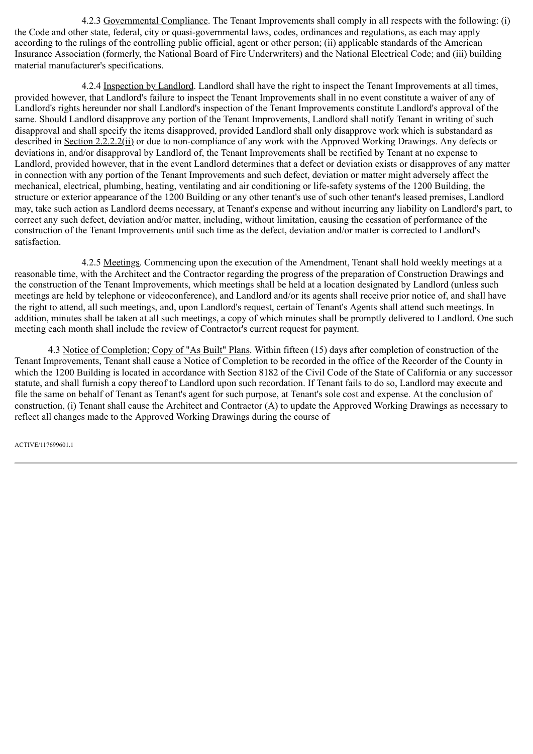4.2.3 Governmental Compliance. The Tenant Improvements shall comply in all respects with the following: (i) the Code and other state, federal, city or quasi-governmental laws, codes, ordinances and regulations, as each may apply according to the rulings of the controlling public official, agent or other person; (ii) applicable standards of the American Insurance Association (formerly, the National Board of Fire Underwriters) and the National Electrical Code; and (iii) building material manufacturer's specifications.

4.2.4 Inspection by Landlord. Landlord shall have the right to inspect the Tenant Improvements at all times, provided however, that Landlord's failure to inspect the Tenant Improvements shall in no event constitute a waiver of any of Landlord's rights hereunder nor shall Landlord's inspection of the Tenant Improvements constitute Landlord's approval of the same. Should Landlord disapprove any portion of the Tenant Improvements, Landlord shall notify Tenant in writing of such disapproval and shall specify the items disapproved, provided Landlord shall only disapprove work which is substandard as described in Section 2.2.2.2(ii) or due to non-compliance of any work with the Approved Working Drawings. Any defects or deviations in, and/or disapproval by Landlord of, the Tenant Improvements shall be rectified by Tenant at no expense to Landlord, provided however, that in the event Landlord determines that a defect or deviation exists or disapproves of any matter in connection with any portion of the Tenant Improvements and such defect, deviation or matter might adversely affect the mechanical, electrical, plumbing, heating, ventilating and air conditioning or life-safety systems of the 1200 Building, the structure or exterior appearance of the 1200 Building or any other tenant's use of such other tenant's leased premises, Landlord may, take such action as Landlord deems necessary, at Tenant's expense and without incurring any liability on Landlord's part, to correct any such defect, deviation and/or matter, including, without limitation, causing the cessation of performance of the construction of the Tenant Improvements until such time as the defect, deviation and/or matter is corrected to Landlord's satisfaction.

4.2.5 Meetings. Commencing upon the execution of the Amendment, Tenant shall hold weekly meetings at a reasonable time, with the Architect and the Contractor regarding the progress of the preparation of Construction Drawings and the construction of the Tenant Improvements, which meetings shall be held at a location designated by Landlord (unless such meetings are held by telephone or videoconference), and Landlord and/or its agents shall receive prior notice of, and shall have the right to attend, all such meetings, and, upon Landlord's request, certain of Tenant's Agents shall attend such meetings. In addition, minutes shall be taken at all such meetings, a copy of which minutes shall be promptly delivered to Landlord. One such meeting each month shall include the review of Contractor's current request for payment.

4.3 Notice of Completion; Copy of "As Built" Plans. Within fifteen (15) days after completion of construction of the Tenant Improvements, Tenant shall cause a Notice of Completion to be recorded in the office of the Recorder of the County in which the 1200 Building is located in accordance with Section 8182 of the Civil Code of the State of California or any successor statute, and shall furnish a copy thereof to Landlord upon such recordation. If Tenant fails to do so, Landlord may execute and file the same on behalf of Tenant as Tenant's agent for such purpose, at Tenant's sole cost and expense. At the conclusion of construction, (i) Tenant shall cause the Architect and Contractor (A) to update the Approved Working Drawings as necessary to reflect all changes made to the Approved Working Drawings during the course of

ACTIVE/117699601.1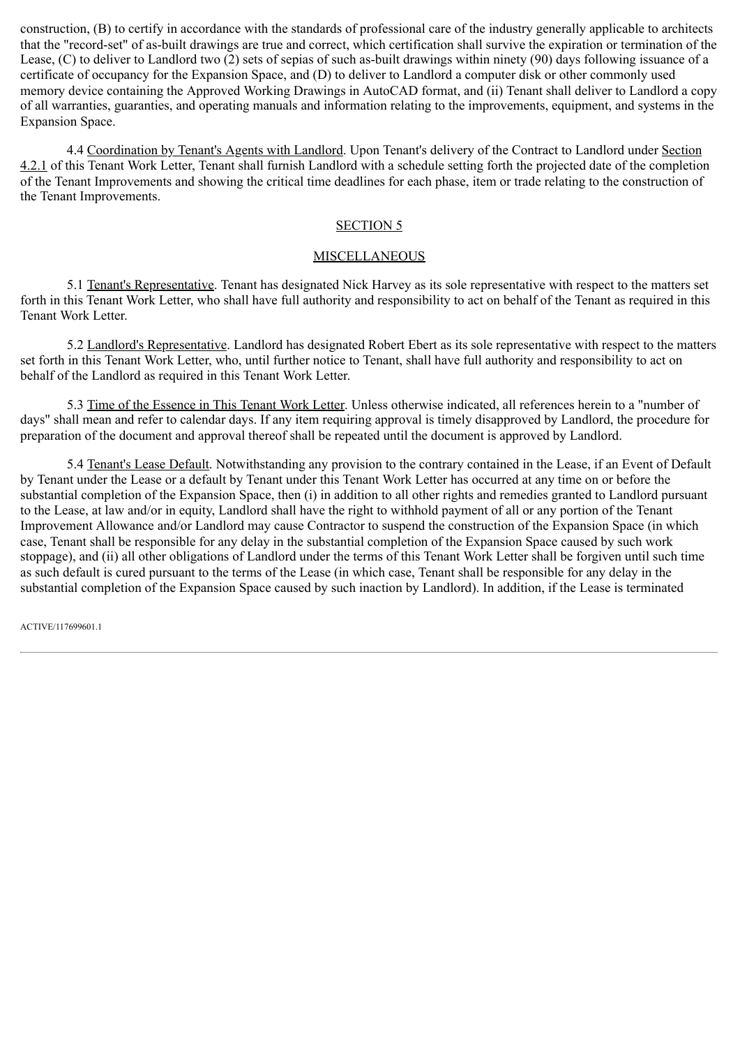construction, (B) to certify in accordance with the standards of professional care of the industry generally applicable to architects that the "record-set" of as-built drawings are true and correct, which certification shall survive the expiration or termination of the Lease, (C) to deliver to Landlord two (2) sets of sepias of such as-built drawings within ninety (90) days following issuance of a certificate of occupancy for the Expansion Space, and (D) to deliver to Landlord a computer disk or other commonly used memory device containing the Approved Working Drawings in AutoCAD format, and (ii) Tenant shall deliver to Landlord a copy of all warranties, guaranties, and operating manuals and information relating to the improvements, equipment, and systems in the Expansion Space.

4.4 Coordination by Tenant's Agents with Landlord. Upon Tenant's delivery of the Contract to Landlord under Section 4.2.1 of this Tenant Work Letter, Tenant shall furnish Landlord with a schedule setting forth the projected date of the completion of the Tenant Improvements and showing the critical time deadlines for each phase, item or trade relating to the construction of the Tenant Improvements.

## SECTION 5

## MISCELLANEOUS

5.1 Tenant's Representative. Tenant has designated Nick Harvey as its sole representative with respect to the matters set forth in this Tenant Work Letter, who shall have full authority and responsibility to act on behalf of the Tenant as required in this Tenant Work Letter.

5.2 Landlord's Representative. Landlord has designated Robert Ebert as its sole representative with respect to the matters set forth in this Tenant Work Letter, who, until further notice to Tenant, shall have full authority and responsibility to act on behalf of the Landlord as required in this Tenant Work Letter.

5.3 Time of the Essence in This Tenant Work Letter. Unless otherwise indicated, all references herein to a "number of days" shall mean and refer to calendar days. If any item requiring approval is timely disapproved by Landlord, the procedure for preparation of the document and approval thereof shall be repeated until the document is approved by Landlord.

5.4 Tenant's Lease Default. Notwithstanding any provision to the contrary contained in the Lease, if an Event of Default by Tenant under the Lease or a default by Tenant under this Tenant Work Letter has occurred at any time on or before the substantial completion of the Expansion Space, then (i) in addition to all other rights and remedies granted to Landlord pursuant to the Lease, at law and/or in equity, Landlord shall have the right to withhold payment of all or any portion of the Tenant Improvement Allowance and/or Landlord may cause Contractor to suspend the construction of the Expansion Space (in which case, Tenant shall be responsible for any delay in the substantial completion of the Expansion Space caused by such work stoppage), and (ii) all other obligations of Landlord under the terms of this Tenant Work Letter shall be forgiven until such time as such default is cured pursuant to the terms of the Lease (in which case, Tenant shall be responsible for any delay in the substantial completion of the Expansion Space caused by such inaction by Landlord). In addition, if the Lease is terminated

ACTIVE/117699601.1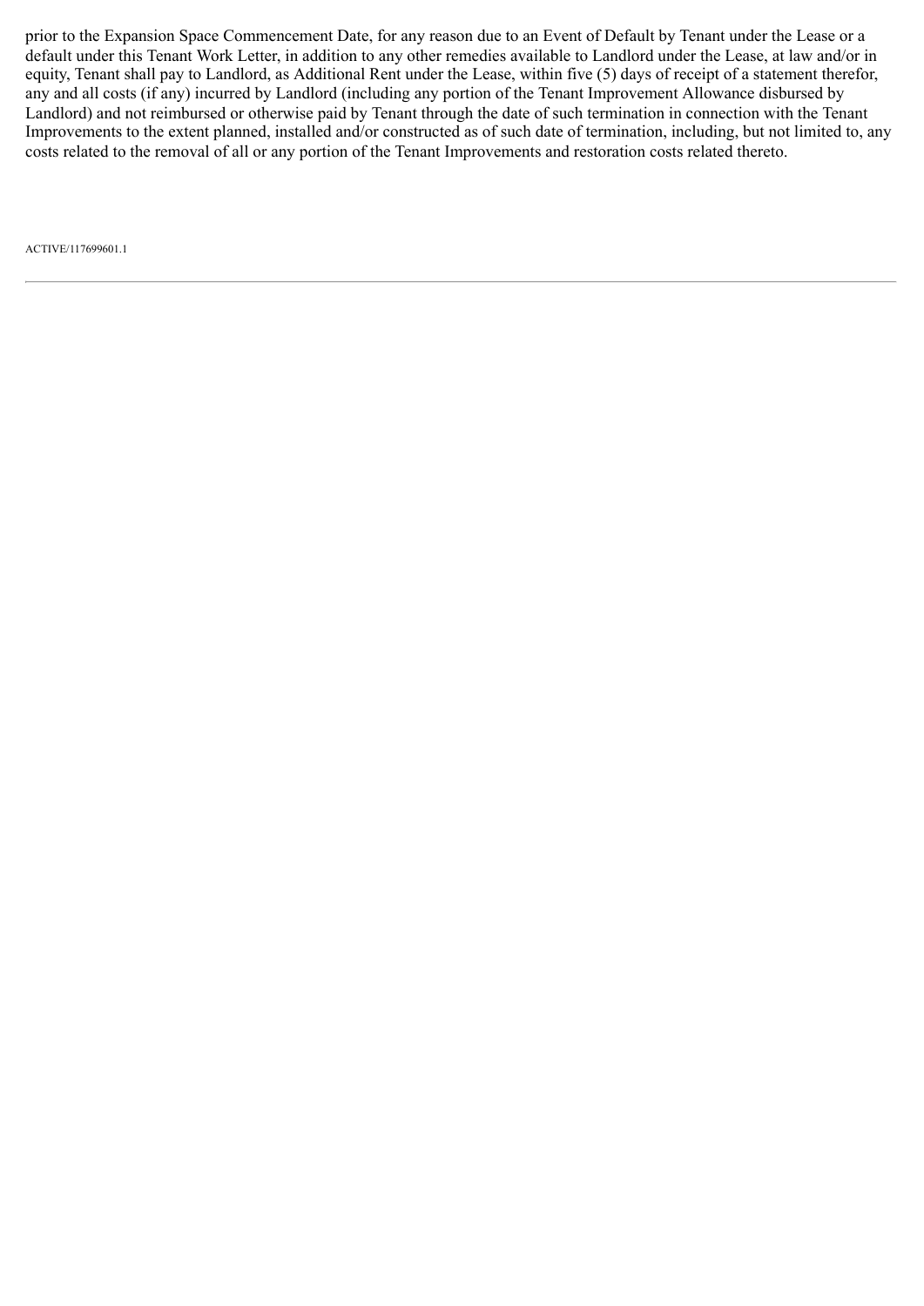prior to the Expansion Space Commencement Date, for any reason due to an Event of Default by Tenant under the Lease or a default under this Tenant Work Letter, in addition to any other remedies available to Landlord under the Lease, at law and/or in equity, Tenant shall pay to Landlord, as Additional Rent under the Lease, within five (5) days of receipt of a statement therefor, any and all costs (if any) incurred by Landlord (including any portion of the Tenant Improvement Allowance disbursed by Landlord) and not reimbursed or otherwise paid by Tenant through the date of such termination in connection with the Tenant Improvements to the extent planned, installed and/or constructed as of such date of termination, including, but not limited to, any costs related to the removal of all or any portion of the Tenant Improvements and restoration costs related thereto.

ACTIVE/117699601.1